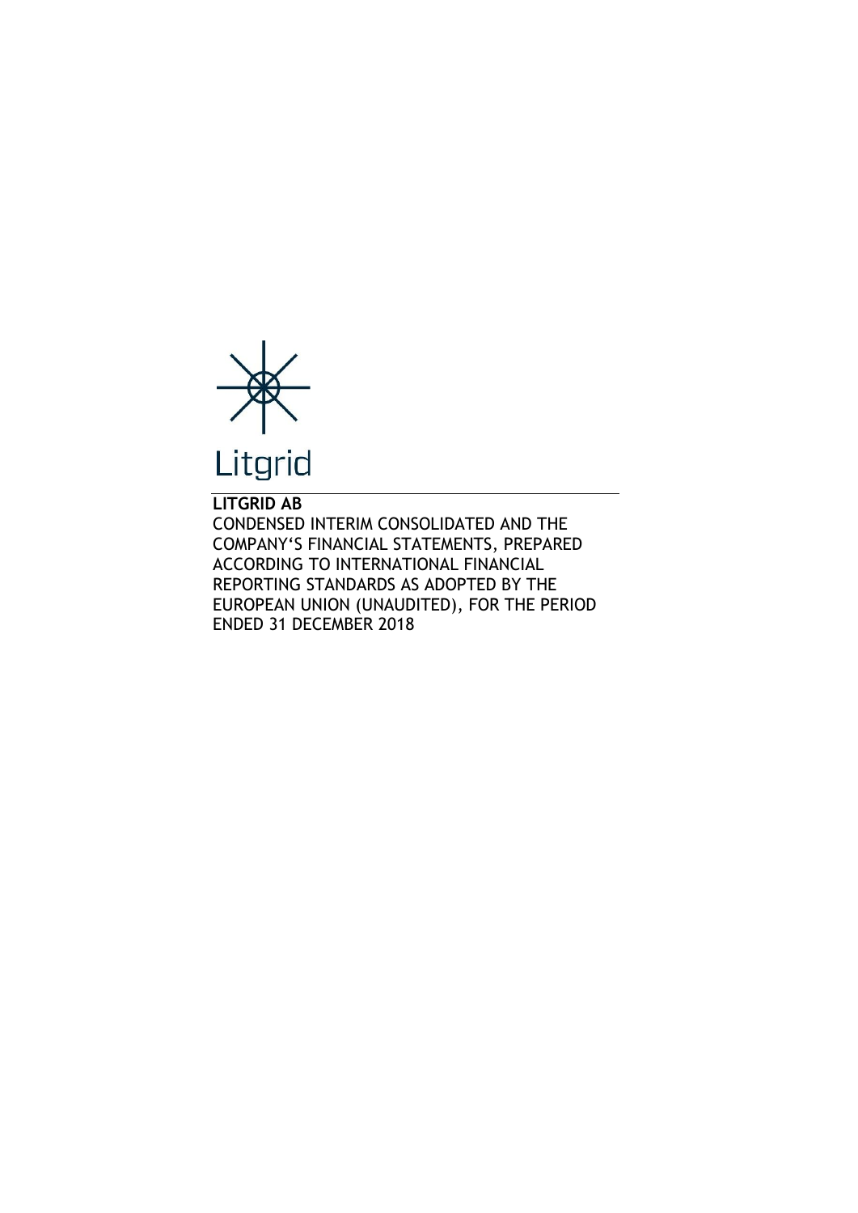Litgrid

**LITGRID AB**

CONDENSED INTERIM CONSOLIDATED AND THE COMPANY'S FINANCIAL STATEMENTS, PREPARED ACCORDING TO INTERNATIONAL FINANCIAL REPORTING STANDARDS AS ADOPTED BY THE EUROPEAN UNION (UNAUDITED), FOR THE PERIOD ENDED 31 DECEMBER 2018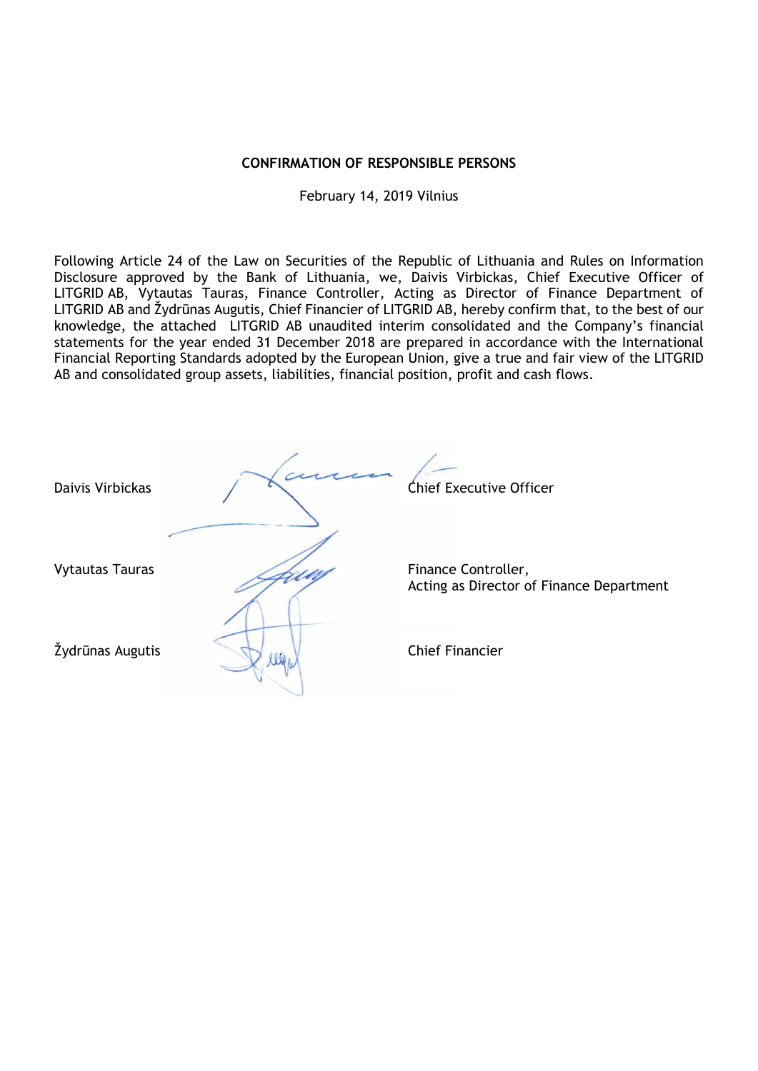**CONFIRMATION OF RESPONSIBLE PERSONS**

February 14, 2019 Vilnius

Following Article 24 of the Law on Securities of the Republic of Lithuania and Rules on Information Disclosure approved by the Bank of Lithuania, we, Daivis Virbickas, Chief Executive Officer of LITGRID AB, Vytautas Tauras, Finance Controller, Acting as Director of Finance Department of LITGRID AB and Žydrūnas Augutis, Chief Financier of LITGRID AB, hereby confirm that, to the best of our knowledge, the attached LITGRID AB unaudited interim consolidated and the Company's financial statements for the year ended 31 December 2018 are prepared in accordance with the International Financial Reporting Standards adopted by the European Union, give a true and fair view of the LITGRID AB and consolidated group assets, liabilities, financial position, profit and cash flows.

| | |
|---|---|
| Daivis Virbickas | Chief Executive Officer |
| Vytautas Tauras | Finance Controller, Acting as Director of Finance Department |
| Žydrūnas Augutis | Chief Financier |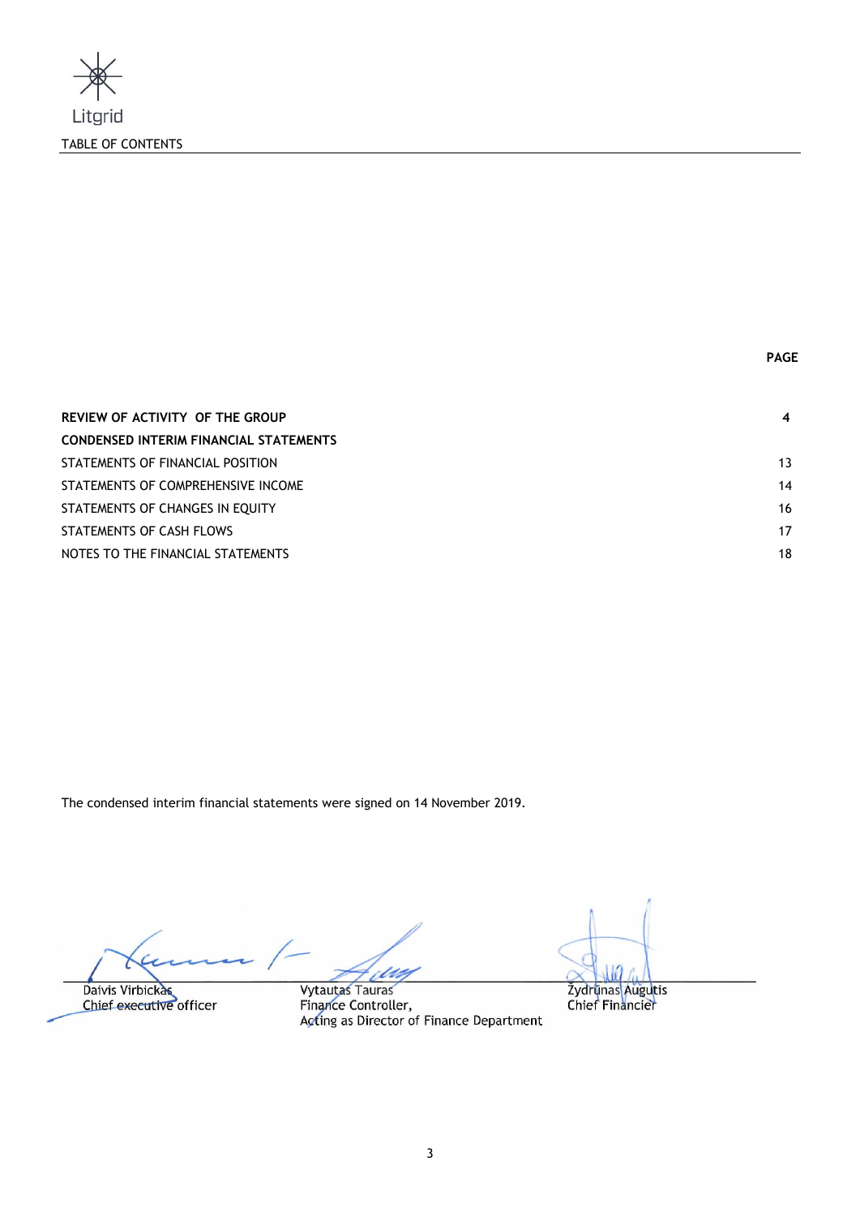Litgrid

# TABLE OF CONTENTS

| | PAGE |
|---|---|
| **REVIEW OF ACTIVITY OF THE GROUP** | **4** |
| **CONDENSED INTERIM FINANCIAL STATEMENTS** | |
| STATEMENTS OF FINANCIAL POSITION | 13 |
| STATEMENTS OF COMPREHENSIVE INCOME | 14 |
| STATEMENTS OF CHANGES IN EQUITY | 16 |
| STATEMENTS OF CASH FLOWS | 17 |
| NOTES TO THE FINANCIAL STATEMENTS | 18 |

The condensed interim financial statements were signed on 14 November 2019.

Daivis Virbickas
Chief executive officer

Vytautas Tauras
Finance Controller,
Acting as Director of Finance Department

Žydrūnas Augutis
Chief Financier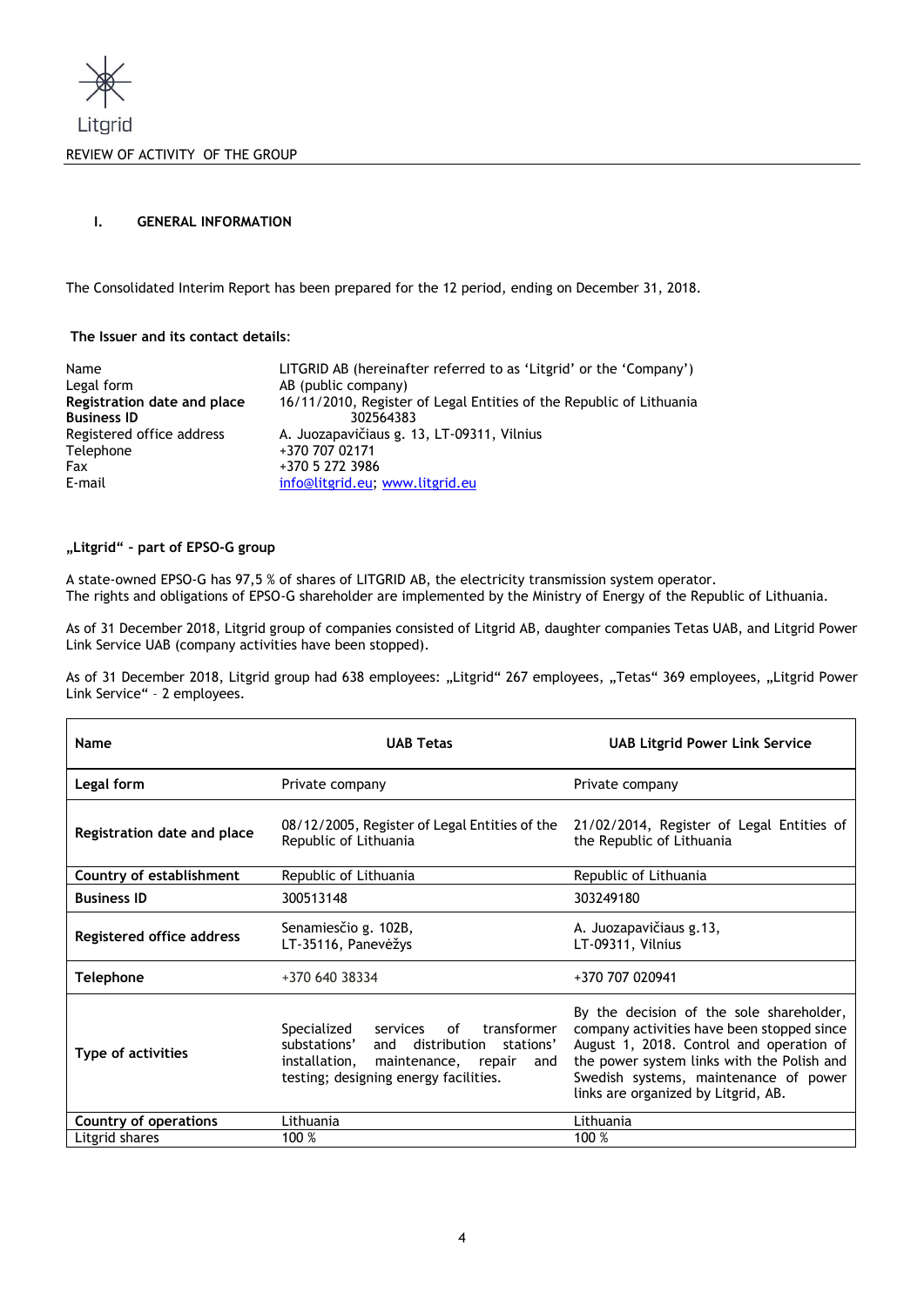# I. GENERAL INFORMATION

The Consolidated Interim Report has been prepared for the 12 period, ending on December 31, 2018.

**The Issuer and its contact details**:

| | |
|---|---|
| Name | LITGRID AB (hereinafter referred to as 'Litgrid' or the 'Company') |
| Legal form | AB (public company) |
| **Registration date and place** | 16/11/2010, Register of Legal Entities of the Republic of Lithuania |
| **Business ID** | 302564383 |
| Registered office address | A. Juozapavičiaus g. 13, LT-09311, Vilnius |
| Telephone | +370 707 02171 |
| Fax | +370 5 272 3986 |
| E-mail | info@litgrid.eu; www.litgrid.eu |

**„Litgrid" - part of EPSO-G group**

A state-owned EPSO-G has 97,5 % of shares of LITGRID AB, the electricity transmission system operator. The rights and obligations of EPSO-G shareholder are implemented by the Ministry of Energy of the Republic of Lithuania.

As of 31 December 2018, Litgrid group of companies consisted of Litgrid AB, daughter companies Tetas UAB, and Litgrid Power Link Service UAB (company activities have been stopped).

As of 31 December 2018, Litgrid group had 638 employees: „Litgrid" 267 employees, „Tetas" 369 employees, „Litgrid Power Link Service" - 2 employees.

| Name | UAB Tetas | UAB Litgrid Power Link Service |
|---|---|---|
| **Legal form** | Private company | Private company |
| **Registration date and place** | 08/12/2005, Register of Legal Entities of the Republic of Lithuania | 21/02/2014, Register of Legal Entities of the Republic of Lithuania |
| **Country of establishment** | Republic of Lithuania | Republic of Lithuania |
| **Business ID** | 300513148 | 303249180 |
| **Registered office address** | Senamiesčio g. 102B, LT-35116, Panevėžys | A. Juozapavičiaus g.13, LT-09311, Vilnius |
| **Telephone** | +370 640 38334 | +370 707 020941 |
| **Type of activities** | Specialized services of transformer substations' and distribution stations' installation, maintenance, repair and testing; designing energy facilities. | By the decision of the sole shareholder, company activities have been stopped since August 1, 2018. Control and operation of the power system links with the Polish and Swedish systems, maintenance of power links are organized by Litgrid, AB. |
| **Country of operations** | Lithuania | Lithuania |
| Litgrid shares | 100 % | 100 % |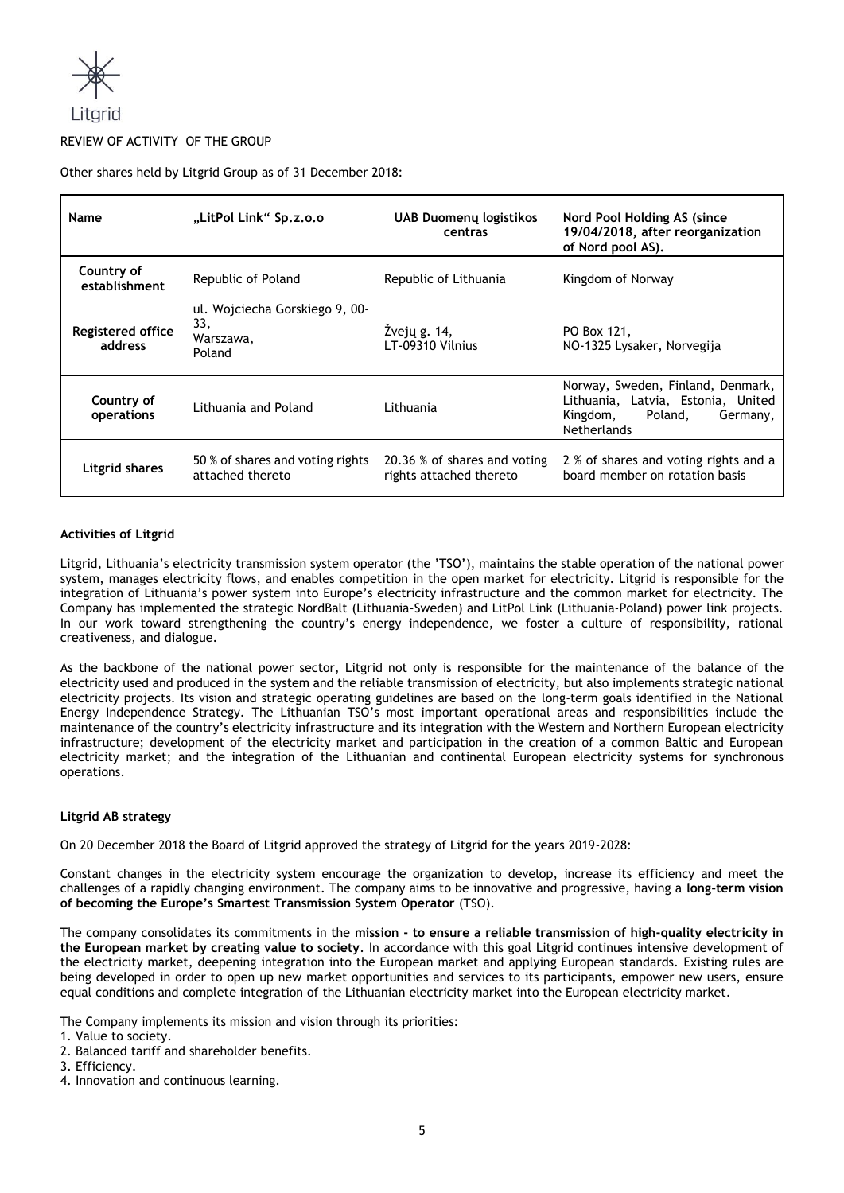Other shares held by Litgrid Group as of 31 December 2018:

| Name | „LitPol Link“ Sp.z.o.o | UAB Duomenų logistikos centras | Nord Pool Holding AS (since 19/04/2018, after reorganization of Nord pool AS). |
|---|---|---|---|
| Country of establishment | Republic of Poland | Republic of Lithuania | Kingdom of Norway |
| Registered office address | ul. Wojciecha Gorskiego 9, 00-33, Warszawa, Poland | Žvejų g. 14, LT-09310 Vilnius | PO Box 121, NO-1325 Lysaker, Norvegija |
| Country of operations | Lithuania and Poland | Lithuania | Norway, Sweden, Finland, Denmark, Lithuania, Latvia, Estonia, United Kingdom, Poland, Germany, Netherlands |
| Litgrid shares | 50 % of shares and voting rights attached thereto | 20.36 % of shares and voting rights attached thereto | 2 % of shares and voting rights and a board member on rotation basis |

**Activities of Litgrid**

Litgrid, Lithuania's electricity transmission system operator (the 'TSO'), maintains the stable operation of the national power system, manages electricity flows, and enables competition in the open market for electricity. Litgrid is responsible for the integration of Lithuania's power system into Europe's electricity infrastructure and the common market for electricity. The Company has implemented the strategic NordBalt (Lithuania-Sweden) and LitPol Link (Lithuania-Poland) power link projects. In our work toward strengthening the country's energy independence, we foster a culture of responsibility, rational creativeness, and dialogue.

As the backbone of the national power sector, Litgrid not only is responsible for the maintenance of the balance of the electricity used and produced in the system and the reliable transmission of electricity, but also implements strategic national electricity projects. Its vision and strategic operating guidelines are based on the long-term goals identified in the National Energy Independence Strategy. The Lithuanian TSO's most important operational areas and responsibilities include the maintenance of the country's electricity infrastructure and its integration with the Western and Northern European electricity infrastructure; development of the electricity market and participation in the creation of a common Baltic and European electricity market; and the integration of the Lithuanian and continental European electricity systems for synchronous operations.

**Litgrid AB strategy**

On 20 December 2018 the Board of Litgrid approved the strategy of Litgrid for the years 2019-2028:

Constant changes in the electricity system encourage the organization to develop, increase its efficiency and meet the challenges of a rapidly changing environment. The company aims to be innovative and progressive, having a **long-term vision of becoming the Europe's Smartest Transmission System Operator** (TSO).

The company consolidates its commitments in the **mission - to ensure a reliable transmission of high-quality electricity in the European market by creating value to society**. In accordance with this goal Litgrid continues intensive development of the electricity market, deepening integration into the European market and applying European standards. Existing rules are being developed in order to open up new market opportunities and services to its participants, empower new users, ensure equal conditions and complete integration of the Lithuanian electricity market into the European electricity market.

The Company implements its mission and vision through its priorities:

1. Value to society.
2. Balanced tariff and shareholder benefits.
3. Efficiency.
4. Innovation and continuous learning.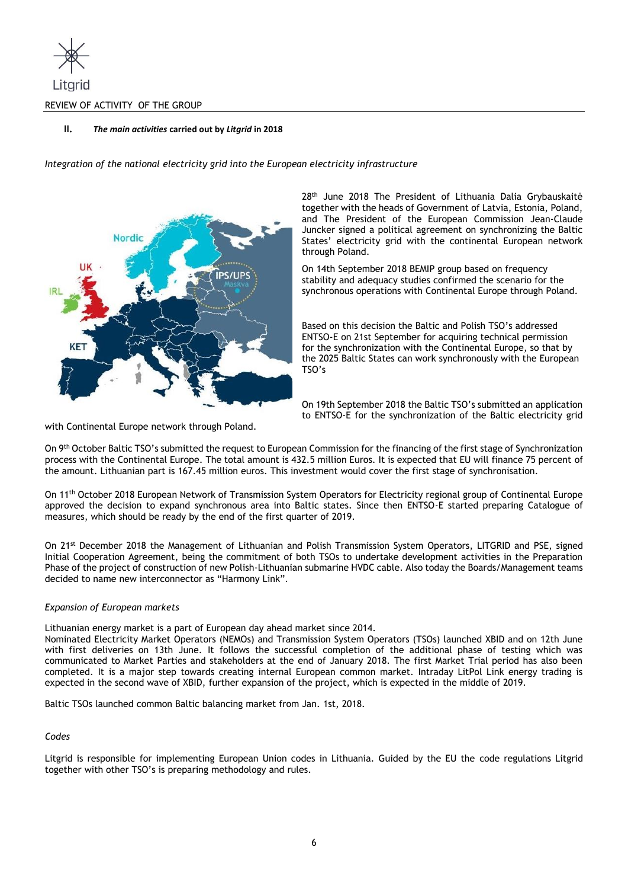## II. *The main activities* carried out by *Litgrid* in 2018

*Integration of the national electricity grid into the European electricity infrastructure*

28th June 2018 The President of Lithuania Dalia Grybauskaitė together with the heads of Government of Latvia, Estonia, Poland, and The President of the European Commission Jean-Claude Juncker signed a political agreement on synchronizing the Baltic States' electricity grid with the continental European network through Poland.

On 14th September 2018 BEMIP group based on frequency stability and adequacy studies confirmed the scenario for the synchronous operations with Continental Europe through Poland.

Based on this decision the Baltic and Polish TSO's addressed ENTSO-E on 21st September for acquiring technical permission for the synchronization with the Continental Europe, so that by the 2025 Baltic States can work synchronously with the European TSO's

On 19th September 2018 the Baltic TSO's submitted an application to ENTSO-E for the synchronization of the Baltic electricity grid with Continental Europe network through Poland.

On 9th October Baltic TSO's submitted the request to European Commission for the financing of the first stage of Synchronization process with the Continental Europe. The total amount is 432.5 million Euros. It is expected that EU will finance 75 percent of the amount. Lithuanian part is 167.45 million euros. This investment would cover the first stage of synchronisation.

On 11th October 2018 European Network of Transmission System Operators for Electricity regional group of Continental Europe approved the decision to expand synchronous area into Baltic states. Since then ENTSO-E started preparing Catalogue of measures, which should be ready by the end of the first quarter of 2019.

On 21st December 2018 the Management of Lithuanian and Polish Transmission System Operators, LITGRID and PSE, signed Initial Cooperation Agreement, being the commitment of both TSOs to undertake development activities in the Preparation Phase of the project of construction of new Polish-Lithuanian submarine HVDC cable. Also today the Boards/Management teams decided to name new interconnector as "Harmony Link".

*Expansion of European markets*

Lithuanian energy market is a part of European day ahead market since 2014.
Nominated Electricity Market Operators (NEMOs) and Transmission System Operators (TSOs) launched XBID and on 12th June with first deliveries on 13th June. It follows the successful completion of the additional phase of testing which was communicated to Market Parties and stakeholders at the end of January 2018. The first Market Trial period has also been completed. It is a major step towards creating internal European common market. Intraday LitPol Link energy trading is expected in the second wave of XBID, further expansion of the project, which is expected in the middle of 2019.

Baltic TSOs launched common Baltic balancing market from Jan. 1st, 2018.

*Codes*

Litgrid is responsible for implementing European Union codes in Lithuania. Guided by the EU the code regulations Litgrid together with other TSO's is preparing methodology and rules.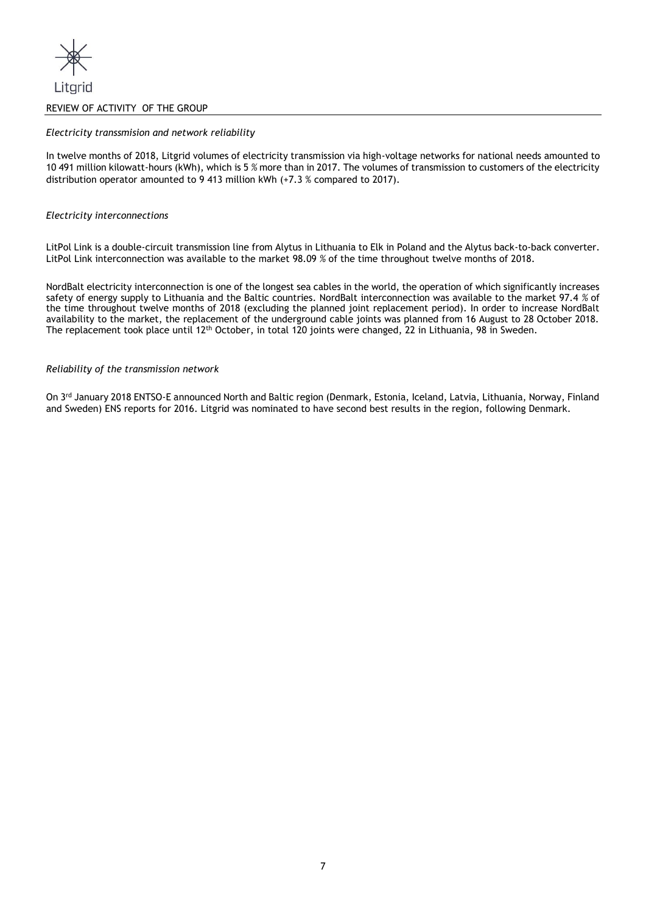## REVIEW OF ACTIVITY OF THE GROUP

*Electricity transsmision and network reliability*

In twelve months of 2018, Litgrid volumes of electricity transmission via high-voltage networks for national needs amounted to 10 491 million kilowatt-hours (kWh), which is 5 % more than in 2017. The volumes of transmission to customers of the electricity distribution operator amounted to 9 413 million kWh (+7.3 % compared to 2017).

*Electricity interconnections*

LitPol Link is a double-circuit transmission line from Alytus in Lithuania to Elk in Poland and the Alytus back-to-back converter. LitPol Link interconnection was available to the market 98.09 % of the time throughout twelve months of 2018.

NordBalt electricity interconnection is one of the longest sea cables in the world, the operation of which significantly increases safety of energy supply to Lithuania and the Baltic countries. NordBalt interconnection was available to the market 97.4 % of the time throughout twelve months of 2018 (excluding the planned joint replacement period). In order to increase NordBalt availability to the market, the replacement of the underground cable joints was planned from 16 August to 28 October 2018. The replacement took place until 12th October, in total 120 joints were changed, 22 in Lithuania, 98 in Sweden.

*Reliability of the transmission network*

On 3rd January 2018 ENTSO-E announced North and Baltic region (Denmark, Estonia, Iceland, Latvia, Lithuania, Norway, Finland and Sweden) ENS reports for 2016. Litgrid was nominated to have second best results in the region, following Denmark.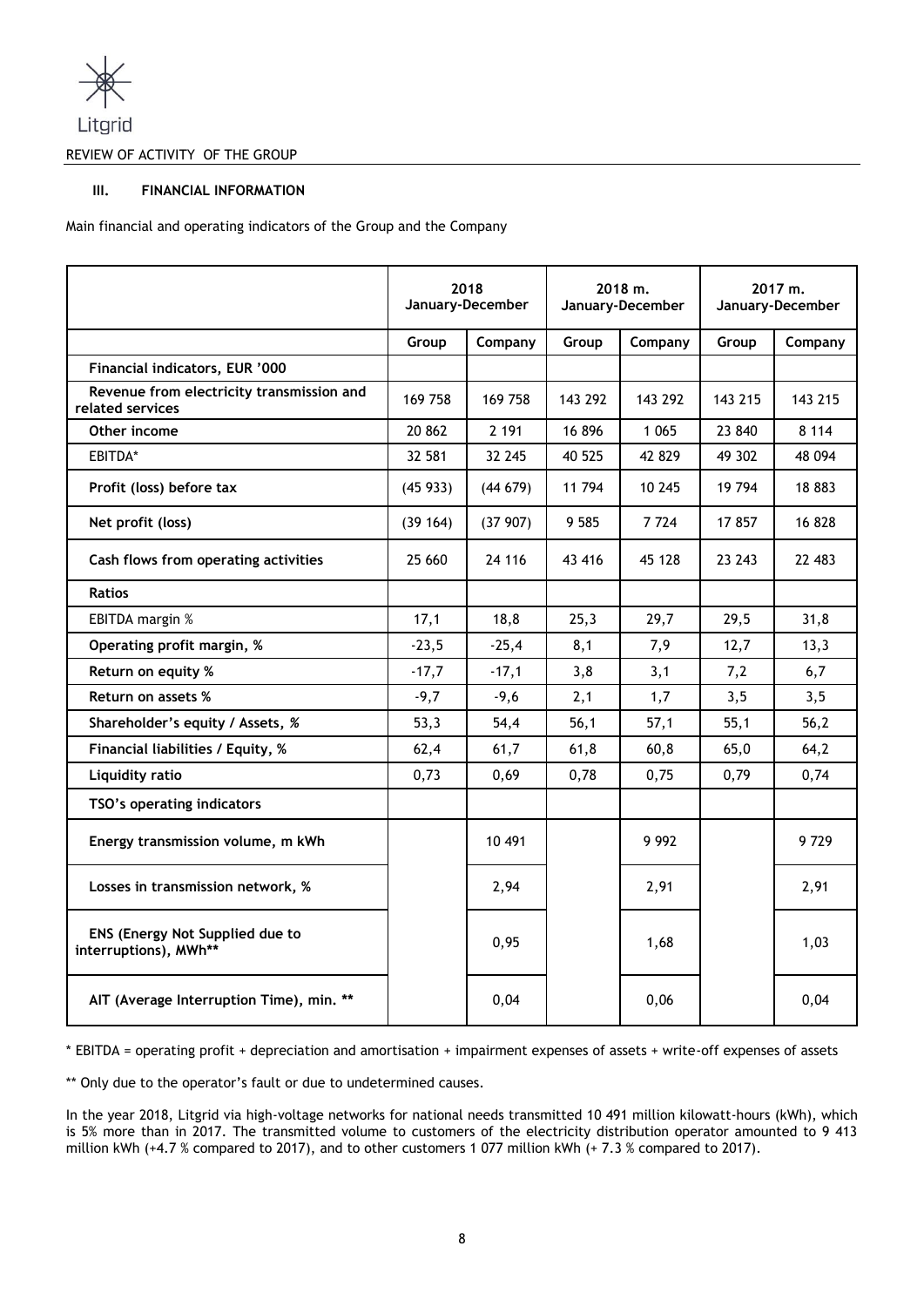REVIEW OF ACTIVITY OF THE GROUP

## III. FINANCIAL INFORMATION

Main financial and operating indicators of the Group and the Company

| | 2018 January-December | | 2018 m. January-December | | 2017 m. January-December | |
|---|---|---|---|---|---|---|
| | Group | Company | Group | Company | Group | Company |
| **Financial indicators, EUR '000** | | | | | | |
| **Revenue from electricity transmission and related services** | 169 758 | 169 758 | 143 292 | 143 292 | 143 215 | 143 215 |
| **Other income** | 20 862 | 2 191 | 16 896 | 1 065 | 23 840 | 8 114 |
| EBITDA* | 32 581 | 32 245 | 40 525 | 42 829 | 49 302 | 48 094 |
| **Profit (loss) before tax** | (45 933) | (44 679) | 11 794 | 10 245 | 19 794 | 18 883 |
| **Net profit (loss)** | (39 164) | (37 907) | 9 585 | 7 724 | 17 857 | 16 828 |
| **Cash flows from operating activities** | 25 660 | 24 116 | 43 416 | 45 128 | 23 243 | 22 483 |
| **Ratios** | | | | | | |
| EBITDA margin % | 17,1 | 18,8 | 25,3 | 29,7 | 29,5 | 31,8 |
| **Operating profit margin, %** | -23,5 | -25,4 | 8,1 | 7,9 | 12,7 | 13,3 |
| **Return on equity %** | -17,7 | -17,1 | 3,8 | 3,1 | 7,2 | 6,7 |
| **Return on assets %** | -9,7 | -9,6 | 2,1 | 1,7 | 3,5 | 3,5 |
| **Shareholder's equity / Assets, %** | 53,3 | 54,4 | 56,1 | 57,1 | 55,1 | 56,2 |
| **Financial liabilities / Equity, %** | 62,4 | 61,7 | 61,8 | 60,8 | 65,0 | 64,2 |
| **Liquidity ratio** | 0,73 | 0,69 | 0,78 | 0,75 | 0,79 | 0,74 |
| **TSO's operating indicators** | | | | | | |
| **Energy transmission volume, m kWh** | | 10 491 | | 9 992 | | 9 729 |
| **Losses in transmission network, %** | | 2,94 | | 2,91 | | 2,91 |
| **ENS (Energy Not Supplied due to interruptions), MWh**** | | 0,95 | | 1,68 | | 1,03 |
| **AIT (Average Interruption Time), min. **** | | 0,04 | | 0,06 | | 0,04 |

* EBITDA = operating profit + depreciation and amortisation + impairment expenses of assets + write-off expenses of assets

** Only due to the operator's fault or due to undetermined causes.

In the year 2018, Litgrid via high-voltage networks for national needs transmitted 10 491 million kilowatt-hours (kWh), which is 5% more than in 2017. The transmitted volume to customers of the electricity distribution operator amounted to 9 413 million kWh (+4.7 % compared to 2017), and to other customers 1 077 million kWh (+ 7.3 % compared to 2017).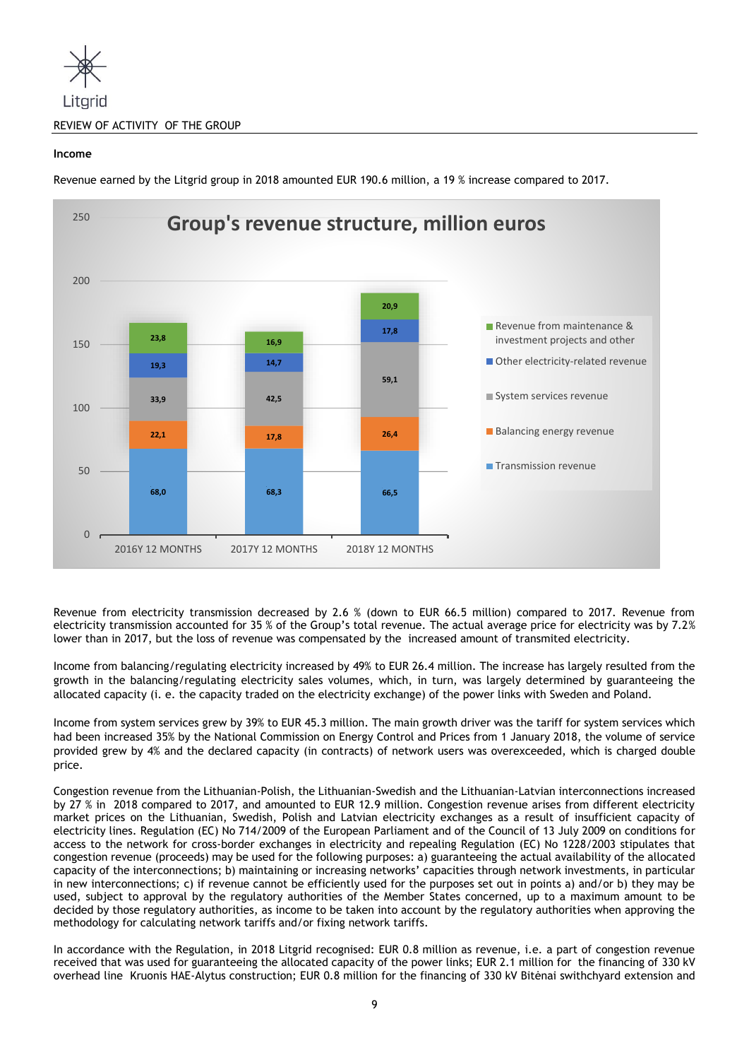### Income

Revenue earned by the Litgrid group in 2018 amounted EUR 190.6 million, a 19 % increase compared to 2017.

**Group's revenue structure, million euros**

| | 2016Y 12 MONTHS | 2017Y 12 MONTHS | 2018Y 12 MONTHS |
|---|---|---|---|
| Revenue from maintenance & investment projects and other | 23,8 | 16,9 | 20,9 |
| Other electricity-related revenue | 19,3 | 14,7 | 17,8 |
| System services revenue | 33,9 | 42,5 | 59,1 |
| Balancing energy revenue | 22,1 | 17,8 | 26,4 |
| Transmission revenue | 68,0 | 68,3 | 66,5 |

Revenue from electricity transmission decreased by 2.6 % (down to EUR 66.5 million) compared to 2017. Revenue from electricity transmission accounted for 35 % of the Group's total revenue. The actual average price for electricity was by 7.2% lower than in 2017, but the loss of revenue was compensated by the increased amount of transmited electricity.

Income from balancing/regulating electricity increased by 49% to EUR 26.4 million. The increase has largely resulted from the growth in the balancing/regulating electricity sales volumes, which, in turn, was largely determined by guaranteeing the allocated capacity (i. e. the capacity traded on the electricity exchange) of the power links with Sweden and Poland.

Income from system services grew by 39% to EUR 45.3 million. The main growth driver was the tariff for system services which had been increased 35% by the National Commission on Energy Control and Prices from 1 January 2018, the volume of service provided grew by 4% and the declared capacity (in contracts) of network users was overexceeded, which is charged double price.

Congestion revenue from the Lithuanian-Polish, the Lithuanian-Swedish and the Lithuanian-Latvian interconnections increased by 27 % in 2018 compared to 2017, and amounted to EUR 12.9 million. Congestion revenue arises from different electricity market prices on the Lithuanian, Swedish, Polish and Latvian electricity exchanges as a result of insufficient capacity of electricity lines. Regulation (EC) No 714/2009 of the European Parliament and of the Council of 13 July 2009 on conditions for access to the network for cross-border exchanges in electricity and repealing Regulation (EC) No 1228/2003 stipulates that congestion revenue (proceeds) may be used for the following purposes: a) guaranteeing the actual availability of the allocated capacity of the interconnections; b) maintaining or increasing networks' capacities through network investments, in particular in new interconnections; c) if revenue cannot be efficiently used for the purposes set out in points a) and/or b) they may be used, subject to approval by the regulatory authorities of the Member States concerned, up to a maximum amount to be decided by those regulatory authorities, as income to be taken into account by the regulatory authorities when approving the methodology for calculating network tariffs and/or fixing network tariffs.

In accordance with the Regulation, in 2018 Litgrid recognised: EUR 0.8 million as revenue, i.e. a part of congestion revenue received that was used for guaranteeing the allocated capacity of the power links; EUR 2.1 million for the financing of 330 kV overhead line Kruonis HAE-Alytus construction; EUR 0.8 million for the financing of 330 kV Bitėnai swithchyard extension and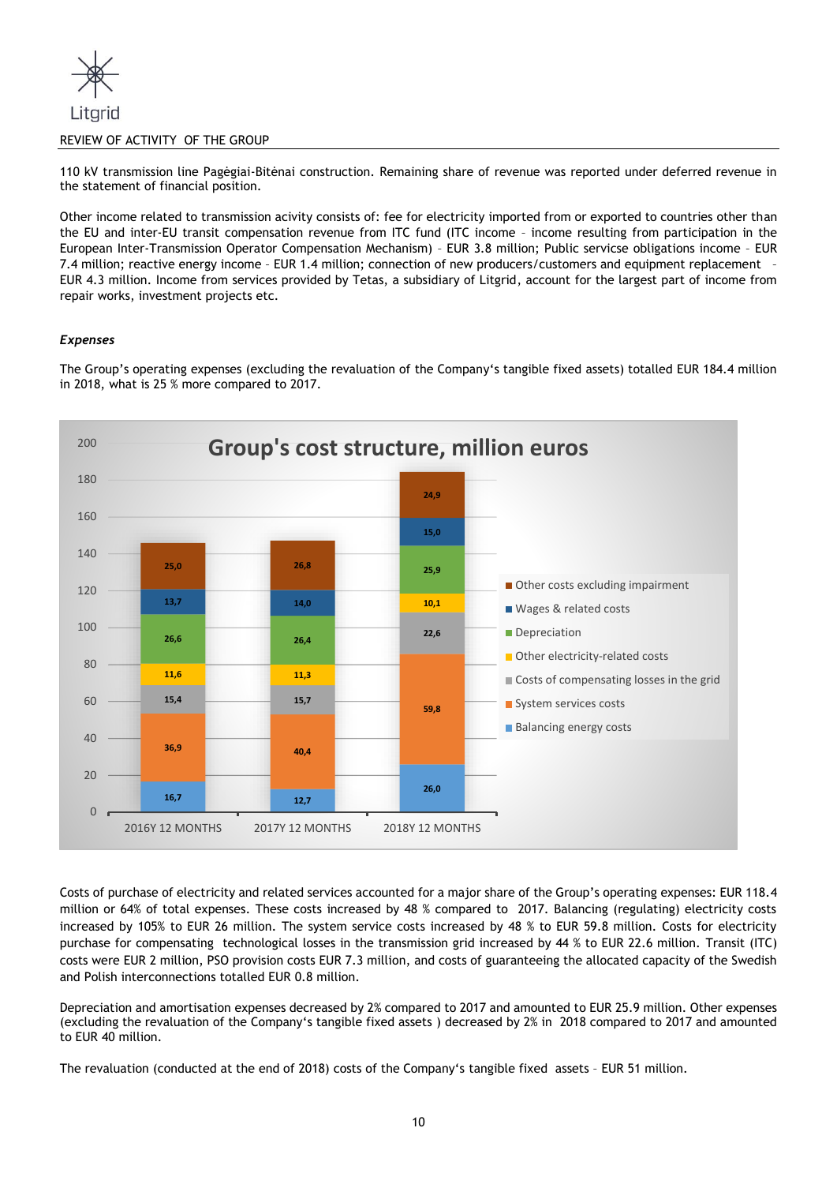110 kV transmission line Pagėgiai-Bitėnai construction. Remaining share of revenue was reported under deferred revenue in the statement of financial position.

Other income related to transmission acivity consists of: fee for electricity imported from or exported to countries other than the EU and inter-EU transit compensation revenue from ITC fund (ITC income – income resulting from participation in the European Inter-Transmission Operator Compensation Mechanism) – EUR 3.8 million; Public servicse obligations income – EUR 7.4 million; reactive energy income – EUR 1.4 million; connection of new producers/customers and equipment replacement – EUR 4.3 million. Income from services provided by Tetas, a subsidiary of Litgrid, account for the largest part of income from repair works, investment projects etc.

### *Expenses*

The Group's operating expenses (excluding the revaluation of the Company's tangible fixed assets) totalled EUR 184.4 million in 2018, what is 25 % more compared to 2017.

**Group's cost structure, million euros**

| | 2016Y 12 MONTHS | 2017Y 12 MONTHS | 2018Y 12 MONTHS |
|---|---|---|---|
| Other costs excluding impairment | 25,0 | 26,8 | 24,9 |
| Wages & related costs | 13,7 | 14,0 | 15,0 |
| Depreciation | 26,6 | 26,4 | 25,9 |
| Other electricity-related costs | 11,6 | 11,3 | 10,1 |
| Costs of compensating losses in the grid | 15,4 | 15,7 | 22,6 |
| System services costs | 36,9 | 40,4 | 59,8 |
| Balancing energy costs | 16,7 | 12,7 | 26,0 |

Costs of purchase of electricity and related services accounted for a major share of the Group's operating expenses: EUR 118.4 million or 64% of total expenses. These costs increased by 48 % compared to 2017. Balancing (regulating) electricity costs increased by 105% to EUR 26 million. The system service costs increased by 48 % to EUR 59.8 million. Costs for electricity purchase for compensating technological losses in the transmission grid increased by 44 % to EUR 22.6 million. Transit (ITC) costs were EUR 2 million, PSO provision costs EUR 7.3 million, and costs of guaranteeing the allocated capacity of the Swedish and Polish interconnections totalled EUR 0.8 million.

Depreciation and amortisation expenses decreased by 2% compared to 2017 and amounted to EUR 25.9 million. Other expenses (excluding the revaluation of the Company's tangible fixed assets ) decreased by 2% in 2018 compared to 2017 and amounted to EUR 40 million.

The revaluation (conducted at the end of 2018) costs of the Company's tangible fixed assets – EUR 51 million.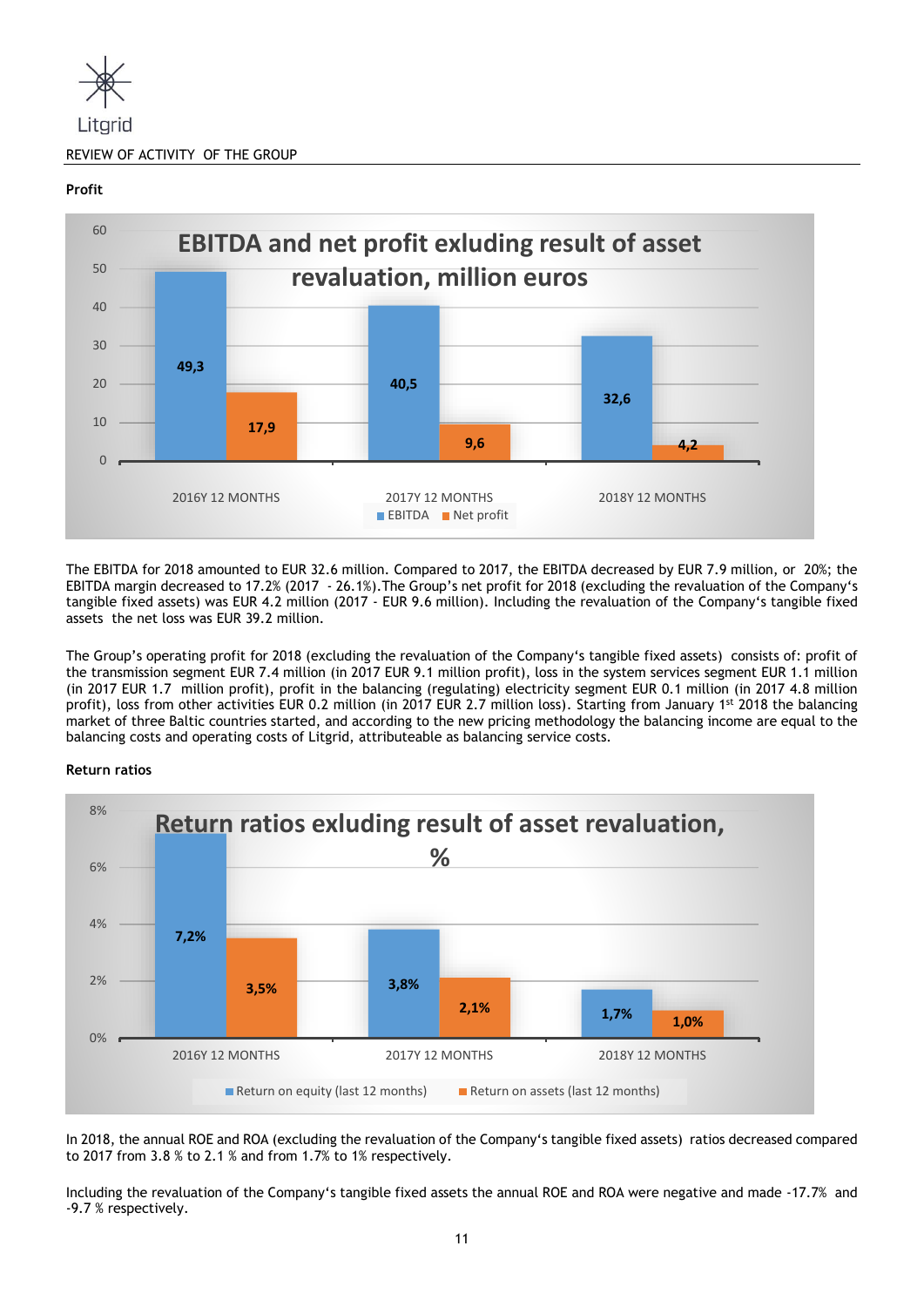REVIEW OF ACTIVITY OF THE GROUP

**Profit**

The EBITDA for 2018 amounted to EUR 32.6 million. Compared to 2017, the EBITDA decreased by EUR 7.9 million, or 20%; the EBITDA margin decreased to 17.2% (2017 - 26.1%).The Group's net profit for 2018 (excluding the revaluation of the Company's tangible fixed assets) was EUR 4.2 million (2017 - EUR 9.6 million). Including the revaluation of the Company's tangible fixed assets the net loss was EUR 39.2 million.

The Group's operating profit for 2018 (excluding the revaluation of the Company's tangible fixed assets) consists of: profit of the transmission segment EUR 7.4 million (in 2017 EUR 9.1 million profit), loss in the system services segment EUR 1.1 million (in 2017 EUR 1.7 million profit), profit in the balancing (regulating) electricity segment EUR 0.1 million (in 2017 4.8 million profit), loss from other activities EUR 0.2 million (in 2017 EUR 2.7 million loss). Starting from January 1st 2018 the balancing market of three Baltic countries started, and according to the new pricing methodology the balancing income are equal to the balancing costs and operating costs of Litgrid, attributeable as balancing service costs.

**Return ratios**

In 2018, the annual ROE and ROA (excluding the revaluation of the Company's tangible fixed assets) ratios decreased compared to 2017 from 3.8 % to 2.1 % and from 1.7% to 1% respectively.

Including the revaluation of the Company's tangible fixed assets the annual ROE and ROA were negative and made -17.7% and -9.7 % respectively.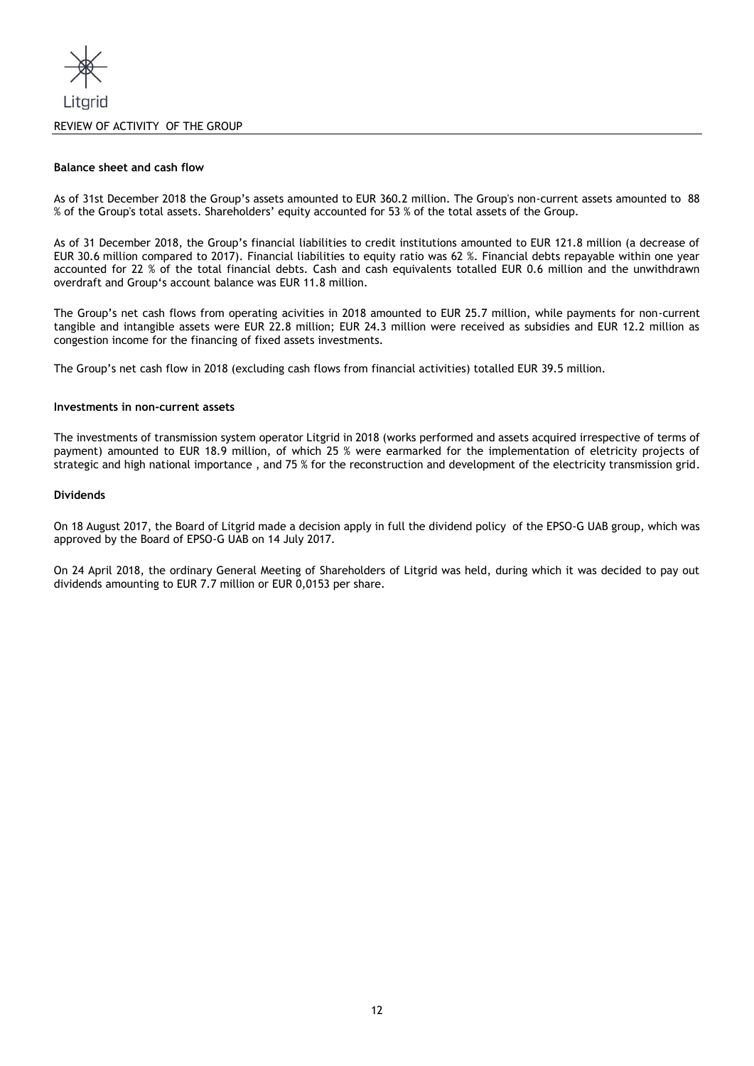## Balance sheet and cash flow

As of 31st December 2018 the Group's assets amounted to EUR 360.2 million. The Group's non-current assets amounted to 88 % of the Group's total assets. Shareholders' equity accounted for 53 % of the total assets of the Group.

As of 31 December 2018, the Group's financial liabilities to credit institutions amounted to EUR 121.8 million (a decrease of EUR 30.6 million compared to 2017). Financial liabilities to equity ratio was 62 %. Financial debts repayable within one year accounted for 22 % of the total financial debts. Cash and cash equivalents totalled EUR 0.6 million and the unwithdrawn overdraft and Group's account balance was EUR 11.8 million.

The Group's net cash flows from operating acivities in 2018 amounted to EUR 25.7 million, while payments for non-current tangible and intangible assets were EUR 22.8 million; EUR 24.3 million were received as subsidies and EUR 12.2 million as congestion income for the financing of fixed assets investments.

The Group's net cash flow in 2018 (excluding cash flows from financial activities) totalled EUR 39.5 million.

## Investments in non-current assets

The investments of transmission system operator Litgrid in 2018 (works performed and assets acquired irrespective of terms of payment) amounted to EUR 18.9 million, of which 25 % were earmarked for the implementation of eletricity projects of strategic and high national importance , and 75 % for the reconstruction and development of the electricity transmission grid.

## Dividends

On 18 August 2017, the Board of Litgrid made a decision apply in full the dividend policy of the EPSO-G UAB group, which was approved by the Board of EPSO-G UAB on 14 July 2017.

On 24 April 2018, the ordinary General Meeting of Shareholders of Litgrid was held, during which it was decided to pay out dividends amounting to EUR 7.7 million or EUR 0,0153 per share.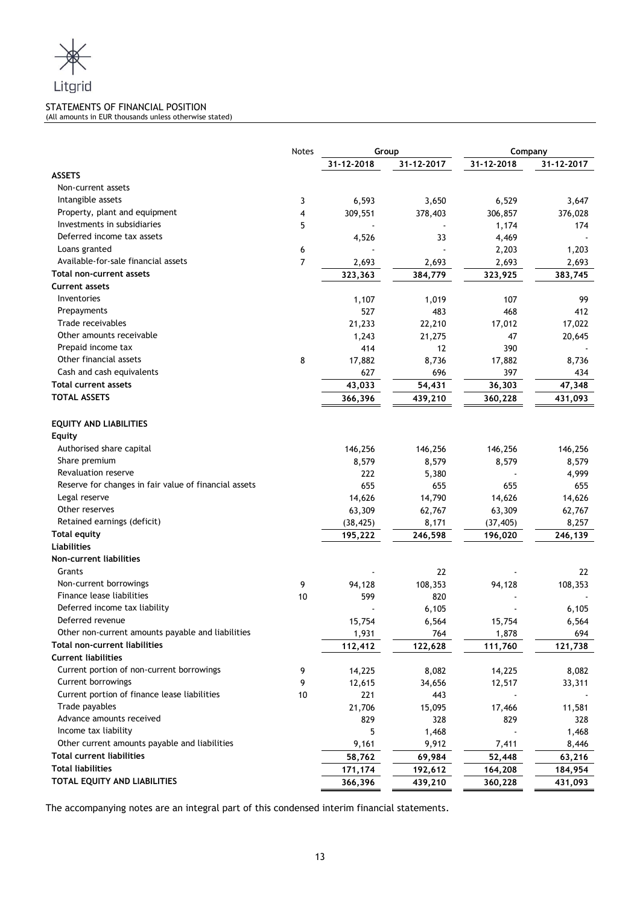Litgrid

## STATEMENTS OF FINANCIAL POSITION

(All amounts in EUR thousands unless otherwise stated)

| | Notes | Group | | Company | |
|---|---|---|---|---|---|
| | | 31-12-2018 | 31-12-2017 | 31-12-2018 | 31-12-2017 |
| **ASSETS** | | | | | |
| Non-current assets | | | | | |
| Intangible assets | 3 | 6,593 | 3,650 | 6,529 | 3,647 |
| Property, plant and equipment | 4 | 309,551 | 378,403 | 306,857 | 376,028 |
| Investments in subsidiaries | 5 | - | - | 1,174 | 174 |
| Deferred income tax assets | | 4,526 | 33 | 4,469 | - |
| Loans granted | 6 | - | - | 2,203 | 1,203 |
| Available-for-sale financial assets | 7 | 2,693 | 2,693 | 2,693 | 2,693 |
| **Total non-current assets** | | 323,363 | 384,779 | 323,925 | 383,745 |
| **Current assets** | | | | | |
| Inventories | | 1,107 | 1,019 | 107 | 99 |
| Prepayments | | 527 | 483 | 468 | 412 |
| Trade receivables | | 21,233 | 22,210 | 17,012 | 17,022 |
| Other amounts receivable | | 1,243 | 21,275 | 47 | 20,645 |
| Prepaid income tax | | 414 | 12 | 390 | - |
| Other financial assets | 8 | 17,882 | 8,736 | 17,882 | 8,736 |
| Cash and cash equivalents | | 627 | 696 | 397 | 434 |
| **Total current assets** | | 43,033 | 54,431 | 36,303 | 47,348 |
| **TOTAL ASSETS** | | 366,396 | 439,210 | 360,228 | 431,093 |
| | | | | | |
| **EQUITY AND LIABILITIES** | | | | | |
| **Equity** | | | | | |
| Authorised share capital | | 146,256 | 146,256 | 146,256 | 146,256 |
| Share premium | | 8,579 | 8,579 | 8,579 | 8,579 |
| Revaluation reserve | | 222 | 5,380 | - | 4,999 |
| Reserve for changes in fair value of financial assets | | 655 | 655 | 655 | 655 |
| Legal reserve | | 14,626 | 14,790 | 14,626 | 14,626 |
| Other reserves | | 63,309 | 62,767 | 63,309 | 62,767 |
| Retained earnings (deficit) | | (38,425) | 8,171 | (37,405) | 8,257 |
| **Total equity** | | 195,222 | 246,598 | 196,020 | 246,139 |
| **Liabilities** | | | | | |
| **Non-current liabilities** | | | | | |
| Grants | | - | 22 | - | 22 |
| Non-current borrowings | 9 | 94,128 | 108,353 | 94,128 | 108,353 |
| Finance lease liabilities | 10 | 599 | 820 | - | - |
| Deferred income tax liability | | - | 6,105 | - | 6,105 |
| Deferred revenue | | 15,754 | 6,564 | 15,754 | 6,564 |
| Other non-current amounts payable and liabilities | | 1,931 | 764 | 1,878 | 694 |
| **Total non-current liabilities** | | 112,412 | 122,628 | 111,760 | 121,738 |
| **Current liabilities** | | | | | |
| Current portion of non-current borrowings | 9 | 14,225 | 8,082 | 14,225 | 8,082 |
| Current borrowings | 9 | 12,615 | 34,656 | 12,517 | 33,311 |
| Current portion of finance lease liabilities | 10 | 221 | 443 | - | - |
| Trade payables | | 21,706 | 15,095 | 17,466 | 11,581 |
| Advance amounts received | | 829 | 328 | 829 | 328 |
| Income tax liability | | 5 | 1,468 | - | 1,468 |
| Other current amounts payable and liabilities | | 9,161 | 9,912 | 7,411 | 8,446 |
| **Total current liabilities** | | 58,762 | 69,984 | 52,448 | 63,216 |
| **Total liabilities** | | 171,174 | 192,612 | 164,208 | 184,954 |
| **TOTAL EQUITY AND LIABILITIES** | | 366,396 | 439,210 | 360,228 | 431,093 |

The accompanying notes are an integral part of this condensed interim financial statements.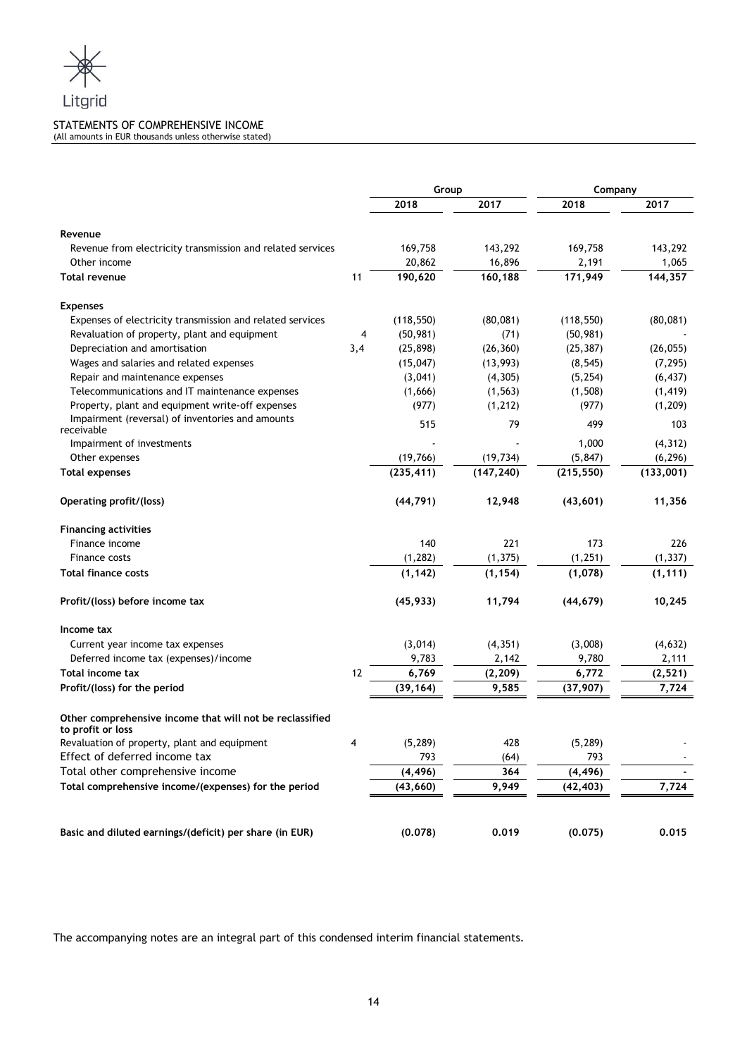Litgrid

# STATEMENTS OF COMPREHENSIVE INCOME

(All amounts in EUR thousands unless otherwise stated)

| | | Group | | Company | |
|---|---|---|---|---|---|
| | | 2018 | 2017 | 2018 | 2017 |
| **Revenue** | | | | | |
| Revenue from electricity transmission and related services | | 169,758 | 143,292 | 169,758 | 143,292 |
| Other income | | 20,862 | 16,896 | 2,191 | 1,065 |
| **Total revenue** | 11 | **190,620** | **160,188** | **171,949** | **144,357** |
| **Expenses** | | | | | |
| Expenses of electricity transmission and related services | | (118,550) | (80,081) | (118,550) | (80,081) |
| Revaluation of property, plant and equipment | 4 | (50,981) | (71) | (50,981) | - |
| Depreciation and amortisation | 3,4 | (25,898) | (26,360) | (25,387) | (26,055) |
| Wages and salaries and related expenses | | (15,047) | (13,993) | (8,545) | (7,295) |
| Repair and maintenance expenses | | (3,041) | (4,305) | (5,254) | (6,437) |
| Telecommunications and IT maintenance expenses | | (1,666) | (1,563) | (1,508) | (1,419) |
| Property, plant and equipment write-off expenses | | (977) | (1,212) | (977) | (1,209) |
| Impairment (reversal) of inventories and amounts receivable | | 515 | 79 | 499 | 103 |
| Impairment of investments | | - | - | 1,000 | (4,312) |
| Other expenses | | (19,766) | (19,734) | (5,847) | (6,296) |
| **Total expenses** | | **(235,411)** | **(147,240)** | **(215,550)** | **(133,001)** |
| **Operating profit/(loss)** | | **(44,791)** | **12,948** | **(43,601)** | **11,356** |
| **Financing activities** | | | | | |
| Finance income | | 140 | 221 | 173 | 226 |
| Finance costs | | (1,282) | (1,375) | (1,251) | (1,337) |
| **Total finance costs** | | **(1,142)** | **(1,154)** | **(1,078)** | **(1,111)** |
| **Profit/(loss) before income tax** | | **(45,933)** | **11,794** | **(44,679)** | **10,245** |
| **Income tax** | | | | | |
| Current year income tax expenses | | (3,014) | (4,351) | (3,008) | (4,632) |
| Deferred income tax (expenses)/income | | 9,783 | 2,142 | 9,780 | 2,111 |
| **Total income tax** | 12 | **6,769** | **(2,209)** | **6,772** | **(2,521)** |
| **Profit/(loss) for the period** | | **(39,164)** | **9,585** | **(37,907)** | **7,724** |
| **Other comprehensive income that will not be reclassified to profit or loss** | | | | | |
| Revaluation of property, plant and equipment | 4 | (5,289) | 428 | (5,289) | - |
| Effect of deferred income tax | | 793 | (64) | 793 | - |
| Total other comprehensive income | | **(4,496)** | **364** | **(4,496)** | **-** |
| **Total comprehensive income/(expenses) for the period** | | **(43,660)** | **9,949** | **(42,403)** | **7,724** |
| **Basic and diluted earnings/(deficit) per share (in EUR)** | | **(0.078)** | **0.019** | **(0.075)** | **0.015** |

The accompanying notes are an integral part of this condensed interim financial statements.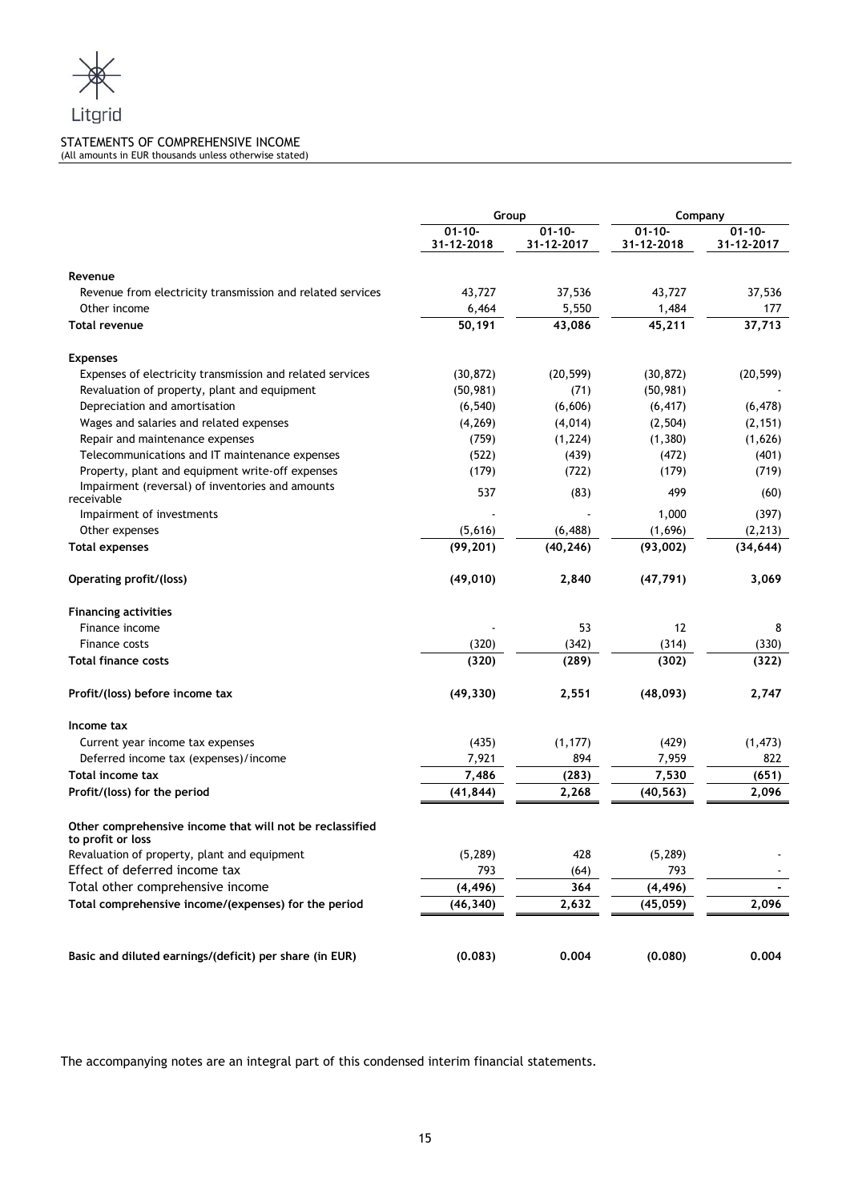Litgrid

# STATEMENTS OF COMPREHENSIVE INCOME

(All amounts in EUR thousands unless otherwise stated)

| | Group | | Company | |
|---|---|---|---|---|
| | 01-10-31-12-2018 | 01-10-31-12-2017 | 01-10-31-12-2018 | 01-10-31-12-2017 |
| **Revenue** | | | | |
| Revenue from electricity transmission and related services | 43,727 | 37,536 | 43,727 | 37,536 |
| Other income | 6,464 | 5,550 | 1,484 | 177 |
| **Total revenue** | **50,191** | **43,086** | **45,211** | **37,713** |
| **Expenses** | | | | |
| Expenses of electricity transmission and related services | (30,872) | (20,599) | (30,872) | (20,599) |
| Revaluation of property, plant and equipment | (50,981) | (71) | (50,981) | - |
| Depreciation and amortisation | (6,540) | (6,606) | (6,417) | (6,478) |
| Wages and salaries and related expenses | (4,269) | (4,014) | (2,504) | (2,151) |
| Repair and maintenance expenses | (759) | (1,224) | (1,380) | (1,626) |
| Telecommunications and IT maintenance expenses | (522) | (439) | (472) | (401) |
| Property, plant and equipment write-off expenses | (179) | (722) | (179) | (719) |
| Impairment (reversal) of inventories and amounts receivable | 537 | (83) | 499 | (60) |
| Impairment of investments | - | - | 1,000 | (397) |
| Other expenses | (5,616) | (6,488) | (1,696) | (2,213) |
| **Total expenses** | **(99,201)** | **(40,246)** | **(93,002)** | **(34,644)** |
| **Operating profit/(loss)** | **(49,010)** | **2,840** | **(47,791)** | **3,069** |
| **Financing activities** | | | | |
| Finance income | - | 53 | 12 | 8 |
| Finance costs | (320) | (342) | (314) | (330) |
| **Total finance costs** | **(320)** | **(289)** | **(302)** | **(322)** |
| **Profit/(loss) before income tax** | **(49,330)** | **2,551** | **(48,093)** | **2,747** |
| **Income tax** | | | | |
| Current year income tax expenses | (435) | (1,177) | (429) | (1,473) |
| Deferred income tax (expenses)/income | 7,921 | 894 | 7,959 | 822 |
| **Total income tax** | **7,486** | **(283)** | **7,530** | **(651)** |
| **Profit/(loss) for the period** | **(41,844)** | **2,268** | **(40,563)** | **2,096** |
| **Other comprehensive income that will not be reclassified to profit or loss** | | | | |
| Revaluation of property, plant and equipment | (5,289) | 428 | (5,289) | - |
| Effect of deferred income tax | 793 | (64) | 793 | - |
| Total other comprehensive income | **(4,496)** | **364** | **(4,496)** | **-** |
| **Total comprehensive income/(expenses) for the period** | **(46,340)** | **2,632** | **(45,059)** | **2,096** |
| **Basic and diluted earnings/(deficit) per share (in EUR)** | **(0.083)** | **0.004** | **(0.080)** | **0.004** |

The accompanying notes are an integral part of this condensed interim financial statements.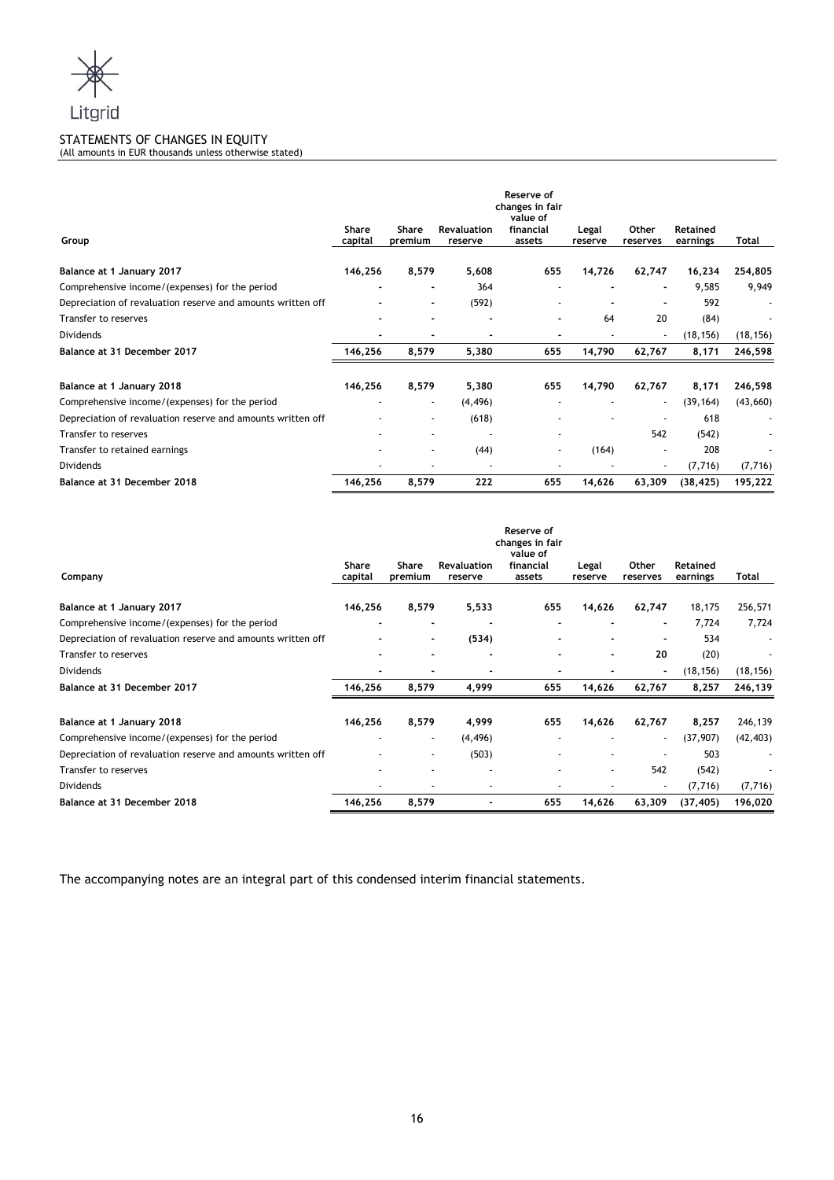Litgrid

# STATEMENTS OF CHANGES IN EQUITY

(All amounts in EUR thousands unless otherwise stated)

| Group | Share capital | Share premium | Revaluation reserve | Reserve of changes in fair value of financial assets | Legal reserve | Other reserves | Retained earnings | Total |
|---|---|---|---|---|---|---|---|---|
| **Balance at 1 January 2017** | **146,256** | **8,579** | **5,608** | **655** | **14,726** | **62,747** | **16,234** | **254,805** |
| Comprehensive income/(expenses) for the period | - | - | 364 | - | - | - | 9,585 | 9,949 |
| Depreciation of revaluation reserve and amounts written off | - | - | (592) | - | - | - | 592 | - |
| Transfer to reserves | - | - | - | - | 64 | 20 | (84) | - |
| Dividends | - | - | - | - | - | - | (18,156) | (18,156) |
| **Balance at 31 December 2017** | **146,256** | **8,579** | **5,380** | **655** | **14,790** | **62,767** | **8,171** | **246,598** |
| **Balance at 1 January 2018** | **146,256** | **8,579** | **5,380** | **655** | **14,790** | **62,767** | **8,171** | **246,598** |
| Comprehensive income/(expenses) for the period | - | - | (4,496) | - | - | - | (39,164) | (43,660) |
| Depreciation of revaluation reserve and amounts written off | - | - | (618) | - | - | - | 618 | - |
| Transfer to reserves | - | - | - | - | | 542 | (542) | - |
| Transfer to retained earnings | - | - | (44) | - | (164) | - | 208 | - |
| Dividends | - | - | - | - | - | - | (7,716) | (7,716) |
| **Balance at 31 December 2018** | **146,256** | **8,579** | **222** | **655** | **14,626** | **63,309** | **(38,425)** | **195,222** |

| Company | Share capital | Share premium | Revaluation reserve | Reserve of changes in fair value of financial assets | Legal reserve | Other reserves | Retained earnings | Total |
|---|---|---|---|---|---|---|---|---|
| **Balance at 1 January 2017** | **146,256** | **8,579** | **5,533** | **655** | **14,626** | **62,747** | 18,175 | 256,571 |
| Comprehensive income/(expenses) for the period | - | - | - | - | - | - | 7,724 | 7,724 |
| Depreciation of revaluation reserve and amounts written off | - | - | **(534)** | - | - | - | 534 | - |
| Transfer to reserves | - | - | - | - | - | **20** | (20) | - |
| Dividends | - | - | - | - | - | - | (18,156) | (18,156) |
| **Balance at 31 December 2017** | **146,256** | **8,579** | **4,999** | **655** | **14,626** | **62,767** | **8,257** | **246,139** |
| **Balance at 1 January 2018** | **146,256** | **8,579** | **4,999** | **655** | **14,626** | **62,767** | **8,257** | 246,139 |
| Comprehensive income/(expenses) for the period | - | - | (4,496) | - | - | - | (37,907) | (42,403) |
| Depreciation of revaluation reserve and amounts written off | - | - | (503) | - | - | - | 503 | - |
| Transfer to reserves | - | - | - | - | - | 542 | (542) | - |
| Dividends | - | - | - | - | - | - | (7,716) | (7,716) |
| **Balance at 31 December 2018** | **146,256** | **8,579** | **-** | **655** | **14,626** | **63,309** | **(37,405)** | **196,020** |

The accompanying notes are an integral part of this condensed interim financial statements.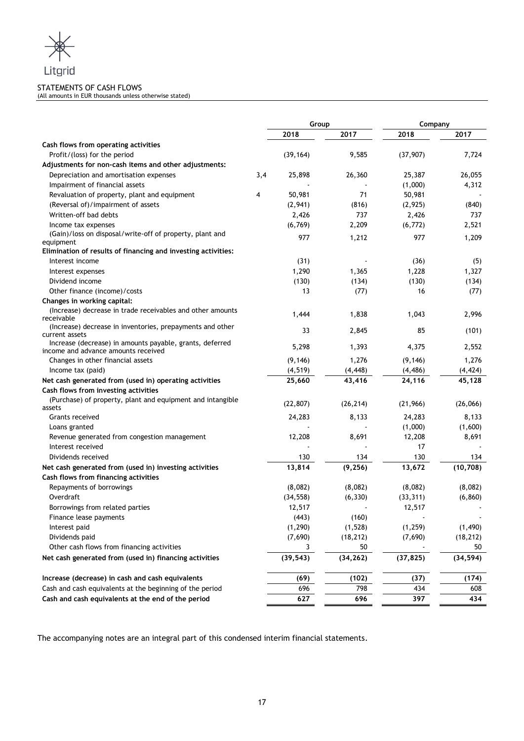Litgrid

STATEMENTS OF CASH FLOWS
(All amounts in EUR thousands unless otherwise stated)

| | | Group | | Company | |
|---|---|---|---|---|---|
| | | 2018 | 2017 | 2018 | 2017 |
| **Cash flows from operating activities** | | | | | |
| Profit/(loss) for the period | | (39,164) | 9,585 | (37,907) | 7,724 |
| **Adjustments for non-cash items and other adjustments:** | | | | | |
| Depreciation and amortisation expenses | 3,4 | 25,898 | 26,360 | 25,387 | 26,055 |
| Impairment of financial assets | | - | - | (1,000) | 4,312 |
| Revaluation of property, plant and equipment | 4 | 50,981 | 71 | 50,981 | - |
| (Reversal of)/impairment of assets | | (2,941) | (816) | (2,925) | (840) |
| Written-off bad debts | | 2,426 | 737 | 2,426 | 737 |
| Income tax expenses | | (6,769) | 2,209 | (6,772) | 2,521 |
| (Gain)/loss on disposal/write-off of property, plant and equipment | | 977 | 1,212 | 977 | 1,209 |
| **Elimination of results of financing and investing activities:** | | | | | |
| Interest income | | (31) | - | (36) | (5) |
| Interest expenses | | 1,290 | 1,365 | 1,228 | 1,327 |
| Dividend income | | (130) | (134) | (130) | (134) |
| Other finance (income)/costs | | 13 | (77) | 16 | (77) |
| **Changes in working capital:** | | | | | |
| (Increase) decrease in trade receivables and other amounts receivable | | 1,444 | 1,838 | 1,043 | 2,996 |
| (Increase) decrease in inventories, prepayments and other current assets | | 33 | 2,845 | 85 | (101) |
| Increase (decrease) in amounts payable, grants, deferred income and advance amounts received | | 5,298 | 1,393 | 4,375 | 2,552 |
| Changes in other financial assets | | (9,146) | 1,276 | (9,146) | 1,276 |
| Income tax (paid) | | (4,519) | (4,448) | (4,486) | (4,424) |
| **Net cash generated from (used in) operating activities** | | **25,660** | **43,416** | **24,116** | **45,128** |
| **Cash flows from investing activities** | | | | | |
| (Purchase) of property, plant and equipment and intangible assets | | (22,807) | (26,214) | (21,966) | (26,066) |
| Grants received | | 24,283 | 8,133 | 24,283 | 8,133 |
| Loans granted | | - | - | (1,000) | (1,600) |
| Revenue generated from congestion management | | 12,208 | 8,691 | 12,208 | 8,691 |
| Interest received | | - | - | 17 | - |
| Dividends received | | 130 | 134 | 130 | 134 |
| **Net cash generated from (used in) investing activities** | | **13,814** | **(9,256)** | **13,672** | **(10,708)** |
| **Cash flows from financing activities** | | | | | |
| Repayments of borrowings | | (8,082) | (8,082) | (8,082) | (8,082) |
| Overdraft | | (34,558) | (6,330) | (33,311) | (6,860) |
| Borrowings from related parties | | 12,517 | - | 12,517 | - |
| Finance lease payments | | (443) | (160) | - | - |
| Interest paid | | (1,290) | (1,528) | (1,259) | (1,490) |
| Dividends paid | | (7,690) | (18,212) | (7,690) | (18,212) |
| Other cash flows from financing activities | | 3 | 50 | - | 50 |
| **Net cash generated from (used in) financing activities** | | **(39,543)** | **(34,262)** | **(37,825)** | **(34,594)** |
| **Increase (decrease) in cash and cash equivalents** | | **(69)** | **(102)** | **(37)** | **(174)** |
| Cash and cash equivalents at the beginning of the period | | 696 | 798 | 434 | 608 |
| **Cash and cash equivalents at the end of the period** | | **627** | **696** | **397** | **434** |

The accompanying notes are an integral part of this condensed interim financial statements.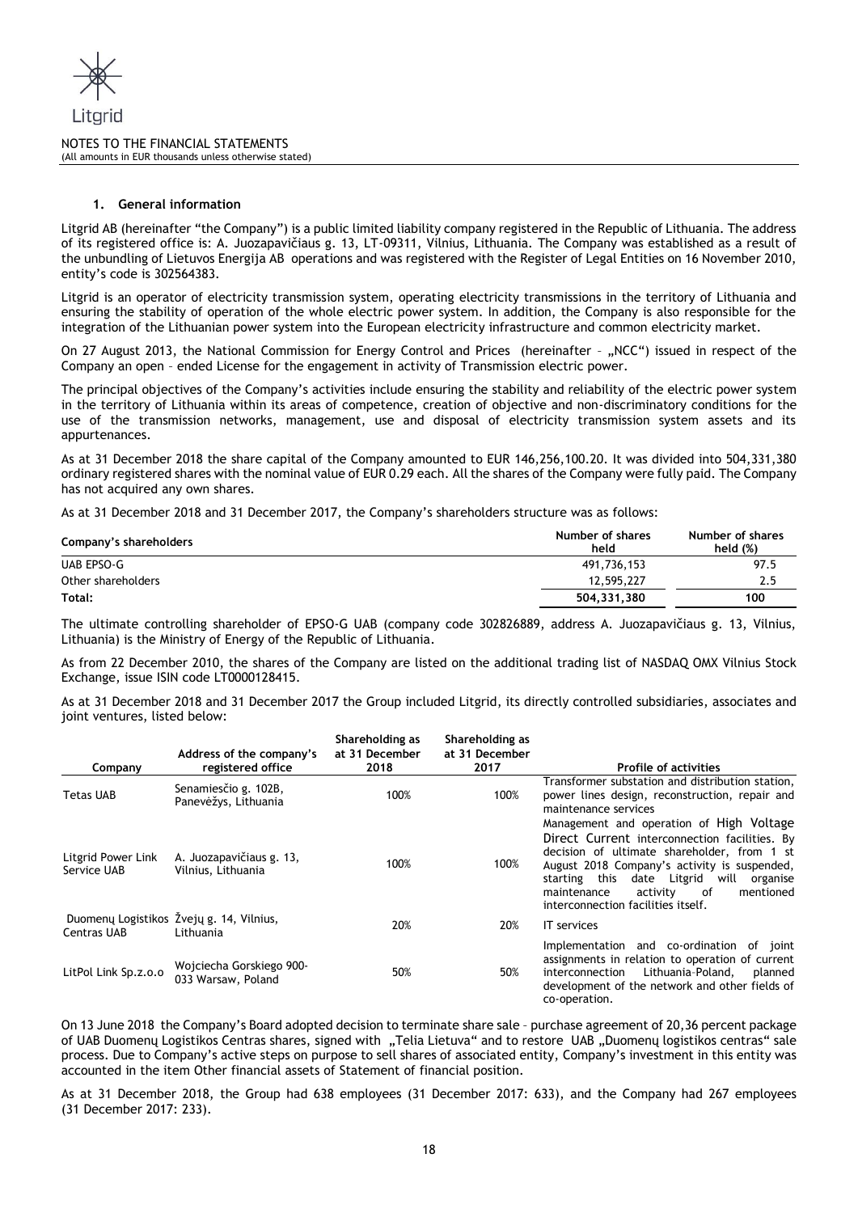## 1. General information

Litgrid AB (hereinafter "the Company") is a public limited liability company registered in the Republic of Lithuania. The address of its registered office is: A. Juozapavičiaus g. 13, LT-09311, Vilnius, Lithuania. The Company was established as a result of the unbundling of Lietuvos Energija AB operations and was registered with the Register of Legal Entities on 16 November 2010, entity's code is 302564383.

Litgrid is an operator of electricity transmission system, operating electricity transmissions in the territory of Lithuania and ensuring the stability of operation of the whole electric power system. In addition, the Company is also responsible for the integration of the Lithuanian power system into the European electricity infrastructure and common electricity market.

On 27 August 2013, the National Commission for Energy Control and Prices (hereinafter – „NCC") issued in respect of the Company an open – ended License for the engagement in activity of Transmission electric power.

The principal objectives of the Company's activities include ensuring the stability and reliability of the electric power system in the territory of Lithuania within its areas of competence, creation of objective and non-discriminatory conditions for the use of the transmission networks, management, use and disposal of electricity transmission system assets and its appurtenances.

As at 31 December 2018 the share capital of the Company amounted to EUR 146,256,100.20. It was divided into 504,331,380 ordinary registered shares with the nominal value of EUR 0.29 each. All the shares of the Company were fully paid. The Company has not acquired any own shares.

As at 31 December 2018 and 31 December 2017, the Company's shareholders structure was as follows:

| Company's shareholders | Number of shares held | Number of shares held (%) |
|---|---|---|
| UAB EPSO-G | 491,736,153 | 97.5 |
| Other shareholders | 12,595,227 | 2.5 |
| **Total:** | **504,331,380** | **100** |

The ultimate controlling shareholder of EPSO-G UAB (company code 302826889, address A. Juozapavičiaus g. 13, Vilnius, Lithuania) is the Ministry of Energy of the Republic of Lithuania.

As from 22 December 2010, the shares of the Company are listed on the additional trading list of NASDAQ OMX Vilnius Stock Exchange, issue ISIN code LT0000128415.

As at 31 December 2018 and 31 December 2017 the Group included Litgrid, its directly controlled subsidiaries, associates and joint ventures, listed below:

| Company | Address of the company's registered office | Shareholding as at 31 December 2018 | Shareholding as at 31 December 2017 | Profile of activities |
|---|---|---|---|---|
| Tetas UAB | Senamiesčio g. 102B, Panevėžys, Lithuania | 100% | 100% | Transformer substation and distribution station, power lines design, reconstruction, repair and maintenance services |
| Litgrid Power Link Service UAB | A. Juozapavičiaus g. 13, Vilnius, Lithuania | 100% | 100% | Management and operation of High Voltage Direct Current interconnection facilities. By decision of ultimate shareholder, from 1 st August 2018 Company's activity is suspended, starting this date Litgrid will organise maintenance activity of mentioned interconnection facilities itself. |
| Duomenų Logistikos Centras UAB | Žvejų g. 14, Vilnius, Lithuania | 20% | 20% | IT services |
| LitPol Link Sp.z.o.o | Wojciecha Gorskiego 900-033 Warsaw, Poland | 50% | 50% | Implementation and co-ordination of joint assignments in relation to operation of current interconnection Lithuania–Poland, planned development of the network and other fields of co-operation. |

On 13 June 2018 the Company's Board adopted decision to terminate share sale – purchase agreement of 20,36 percent package of UAB Duomenų Logistikos Centras shares, signed with „Telia Lietuva" and to restore UAB „Duomenų logistikos centras" sale process. Due to Company's active steps on purpose to sell shares of associated entity, Company's investment in this entity was accounted in the item Other financial assets of Statement of financial position.

As at 31 December 2018, the Group had 638 employees (31 December 2017: 633), and the Company had 267 employees (31 December 2017: 233).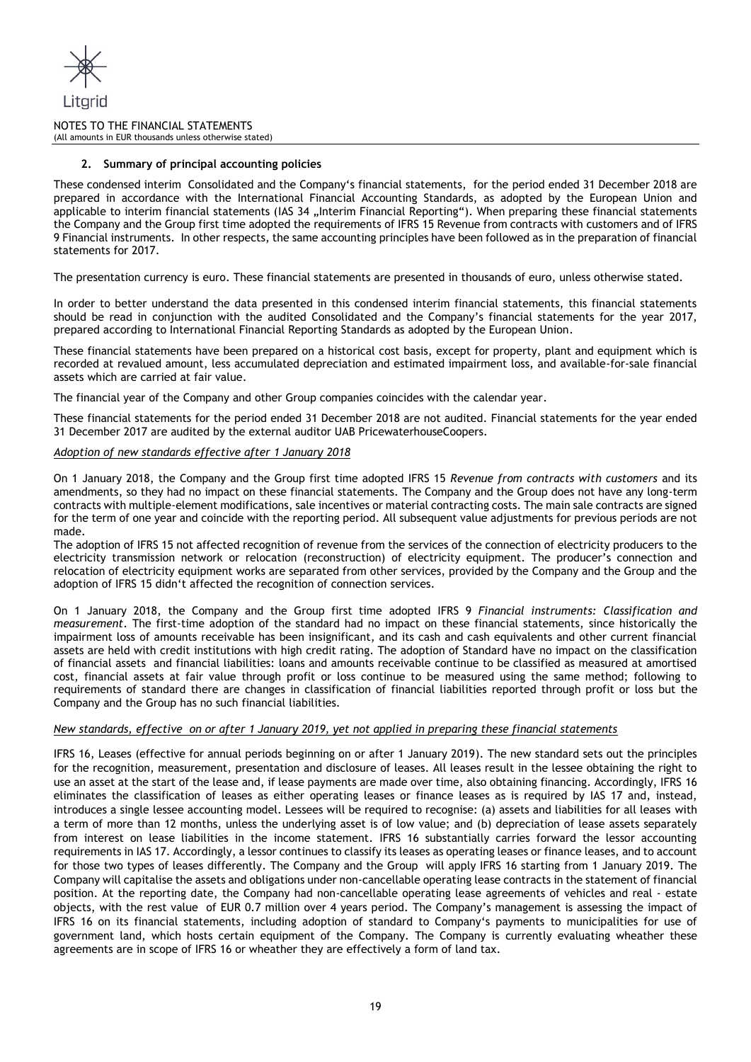## 2. Summary of principal accounting policies

These condensed interim Consolidated and the Company's financial statements, for the period ended 31 December 2018 are prepared in accordance with the International Financial Accounting Standards, as adopted by the European Union and applicable to interim financial statements (IAS 34 „Interim Financial Reporting"). When preparing these financial statements the Company and the Group first time adopted the requirements of IFRS 15 Revenue from contracts with customers and of IFRS 9 Financial instruments. In other respects, the same accounting principles have been followed as in the preparation of financial statements for 2017.

The presentation currency is euro. These financial statements are presented in thousands of euro, unless otherwise stated.

In order to better understand the data presented in this condensed interim financial statements, this financial statements should be read in conjunction with the audited Consolidated and the Company's financial statements for the year 2017, prepared according to International Financial Reporting Standards as adopted by the European Union.

These financial statements have been prepared on a historical cost basis, except for property, plant and equipment which is recorded at revalued amount, less accumulated depreciation and estimated impairment loss, and available-for-sale financial assets which are carried at fair value.

The financial year of the Company and other Group companies coincides with the calendar year.

These financial statements for the period ended 31 December 2018 are not audited. Financial statements for the year ended 31 December 2017 are audited by the external auditor UAB PricewaterhouseCoopers.

*Adoption of new standards effective after 1 January 2018*

On 1 January 2018, the Company and the Group first time adopted IFRS 15 *Revenue from contracts with customers* and its amendments, so they had no impact on these financial statements. The Company and the Group does not have any long-term contracts with multiple-element modifications, sale incentives or material contracting costs. The main sale contracts are signed for the term of one year and coincide with the reporting period. All subsequent value adjustments for previous periods are not made.

The adoption of IFRS 15 not affected recognition of revenue from the services of the connection of electricity producers to the electricity transmission network or relocation (reconstruction) of electricity equipment. The producer's connection and relocation of electricity equipment works are separated from other services, provided by the Company and the Group and the adoption of IFRS 15 didn't affected the recognition of connection services.

On 1 January 2018, the Company and the Group first time adopted IFRS 9 *Financial instruments: Classification and measurement*. The first-time adoption of the standard had no impact on these financial statements, since historically the impairment loss of amounts receivable has been insignificant, and its cash and cash equivalents and other current financial assets are held with credit institutions with high credit rating. The adoption of Standard have no impact on the classification of financial assets and financial liabilities: loans and amounts receivable continue to be classified as measured at amortised cost, financial assets at fair value through profit or loss continue to be measured using the same method; following to requirements of standard there are changes in classification of financial liabilities reported through profit or loss but the Company and the Group has no such financial liabilities.

*New standards, effective on or after 1 January 2019, yet not applied in preparing these financial statements*

IFRS 16, Leases (effective for annual periods beginning on or after 1 January 2019). The new standard sets out the principles for the recognition, measurement, presentation and disclosure of leases. All leases result in the lessee obtaining the right to use an asset at the start of the lease and, if lease payments are made over time, also obtaining financing. Accordingly, IFRS 16 eliminates the classification of leases as either operating leases or finance leases as is required by IAS 17 and, instead, introduces a single lessee accounting model. Lessees will be required to recognise: (a) assets and liabilities for all leases with a term of more than 12 months, unless the underlying asset is of low value; and (b) depreciation of lease assets separately from interest on lease liabilities in the income statement. IFRS 16 substantially carries forward the lessor accounting requirements in IAS 17. Accordingly, a lessor continues to classify its leases as operating leases or finance leases, and to account for those two types of leases differently. The Company and the Group will apply IFRS 16 starting from 1 January 2019. The Company will capitalise the assets and obligations under non-cancellable operating lease contracts in the statement of financial position. At the reporting date, the Company had non-cancellable operating lease agreements of vehicles and real - estate objects, with the rest value of EUR 0.7 million over 4 years period. The Company's management is assessing the impact of IFRS 16 on its financial statements, including adoption of standard to Company's payments to municipalities for use of government land, which hosts certain equipment of the Company. The Company is currently evaluating wheather these agreements are in scope of IFRS 16 or wheather they are effectively a form of land tax.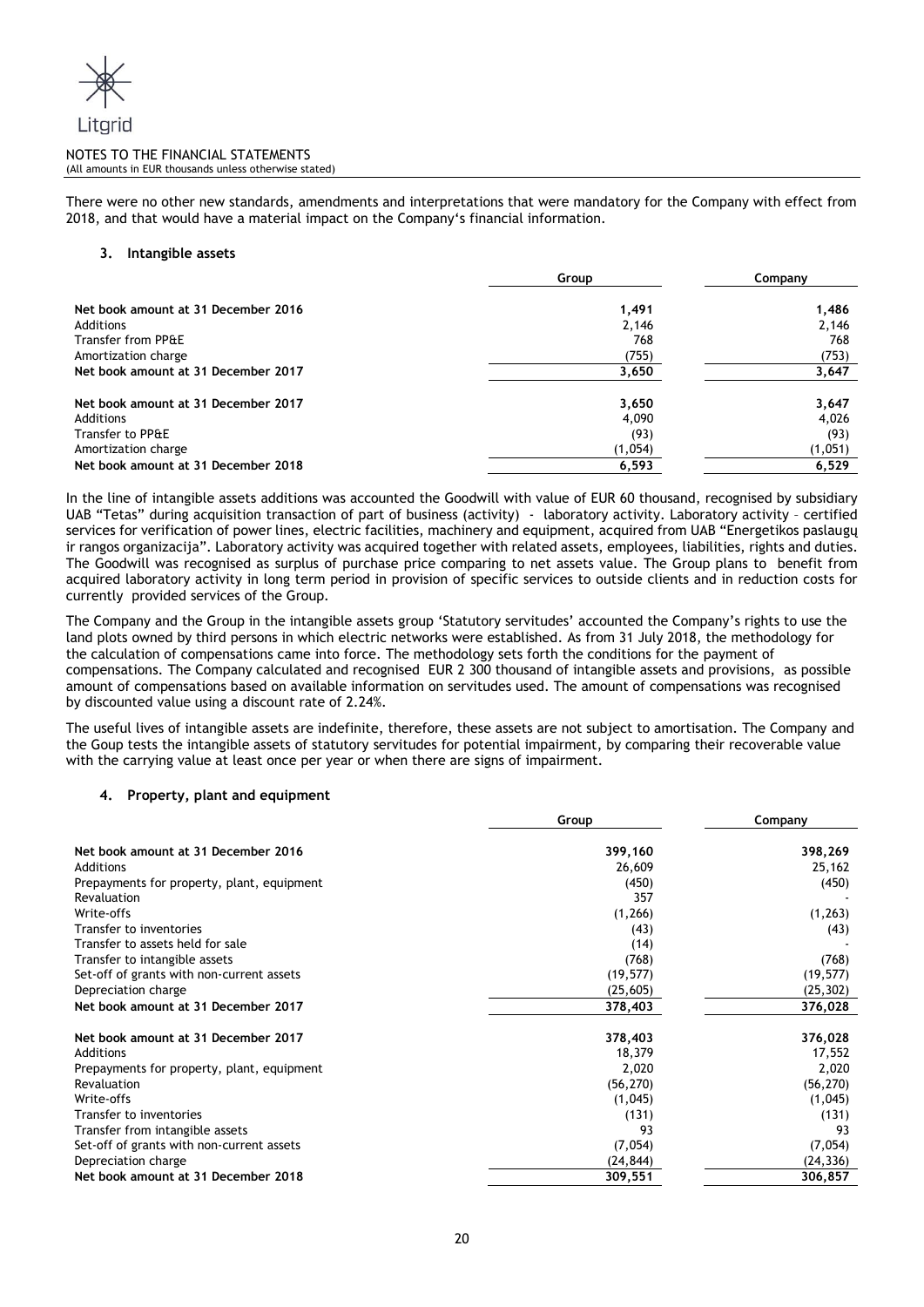There were no other new standards, amendments and interpretations that were mandatory for the Company with effect from 2018, and that would have a material impact on the Company's financial information.

## 3. Intangible assets

| | Group | Company |
|---|---|---|
| **Net book amount at 31 December 2016** | **1,491** | **1,486** |
| Additions | 2,146 | 2,146 |
| Transfer from PP&E | 768 | 768 |
| Amortization charge | (755) | (753) |
| **Net book amount at 31 December 2017** | **3,650** | **3,647** |
| | | |
| **Net book amount at 31 December 2017** | **3,650** | **3,647** |
| Additions | 4,090 | 4,026 |
| Transfer to PP&E | (93) | (93) |
| Amortization charge | (1,054) | (1,051) |
| **Net book amount at 31 December 2018** | **6,593** | **6,529** |

In the line of intangible assets additions was accounted the Goodwill with value of EUR 60 thousand, recognised by subsidiary UAB "Tetas" during acquisition transaction of part of business (activity) - laboratory activity. Laboratory activity – certified services for verification of power lines, electric facilities, machinery and equipment, acquired from UAB "Energetikos paslaugų ir rangos organizacija". Laboratory activity was acquired together with related assets, employees, liabilities, rights and duties. The Goodwill was recognised as surplus of purchase price comparing to net assets value. The Group plans to benefit from acquired laboratory activity in long term period in provision of specific services to outside clients and in reduction costs for currently provided services of the Group.

The Company and the Group in the intangible assets group 'Statutory servitudes' accounted the Company's rights to use the land plots owned by third persons in which electric networks were established. As from 31 July 2018, the methodology for the calculation of compensations came into force. The methodology sets forth the conditions for the payment of compensations. The Company calculated and recognised EUR 2 300 thousand of intangible assets and provisions, as possible amount of compensations based on available information on servitudes used. The amount of compensations was recognised by discounted value using a discount rate of 2.24%.

The useful lives of intangible assets are indefinite, therefore, these assets are not subject to amortisation. The Company and the Goup tests the intangible assets of statutory servitudes for potential impairment, by comparing their recoverable value with the carrying value at least once per year or when there are signs of impairment.

## 4. Property, plant and equipment

| | Group | Company |
|---|---|---|
| **Net book amount at 31 December 2016** | **399,160** | **398,269** |
| Additions | 26,609 | 25,162 |
| Prepayments for property, plant, equipment | (450) | (450) |
| Revaluation | 357 | - |
| Write-offs | (1,266) | (1,263) |
| Transfer to inventories | (43) | (43) |
| Transfer to assets held for sale | (14) | - |
| Transfer to intangible assets | (768) | (768) |
| Set-off of grants with non-current assets | (19,577) | (19,577) |
| Depreciation charge | (25,605) | (25,302) |
| **Net book amount at 31 December 2017** | **378,403** | **376,028** |
| | | |
| **Net book amount at 31 December 2017** | **378,403** | **376,028** |
| Additions | 18,379 | 17,552 |
| Prepayments for property, plant, equipment | 2,020 | 2,020 |
| Revaluation | (56,270) | (56,270) |
| Write-offs | (1,045) | (1,045) |
| Transfer to inventories | (131) | (131) |
| Transfer from intangible assets | 93 | 93 |
| Set-off of grants with non-current assets | (7,054) | (7,054) |
| Depreciation charge | (24,844) | (24,336) |
| **Net book amount at 31 December 2018** | **309,551** | **306,857** |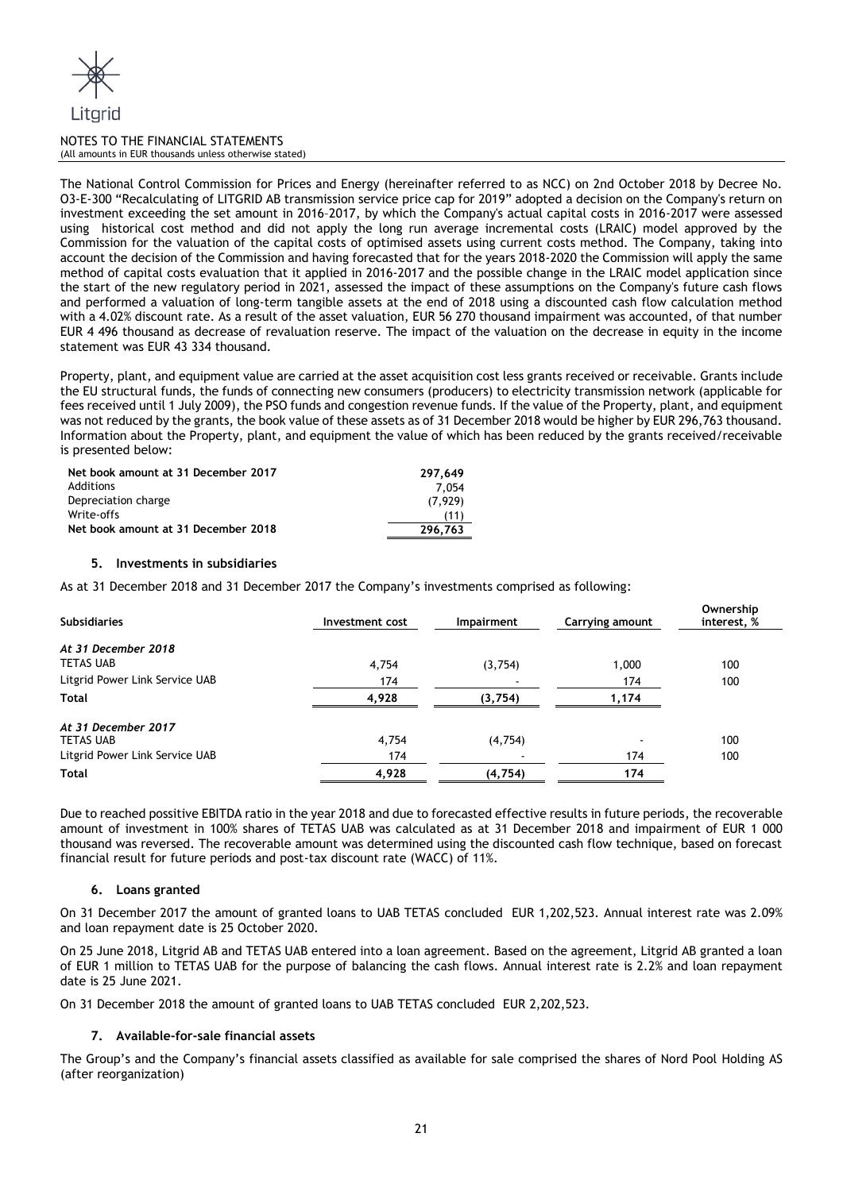The National Control Commission for Prices and Energy (hereinafter referred to as NCC) on 2nd October 2018 by Decree No. O3-E-300 "Recalculating of LITGRID AB transmission service price cap for 2019" adopted a decision on the Company's return on investment exceeding the set amount in 2016–2017, by which the Company's actual capital costs in 2016-2017 were assessed using historical cost method and did not apply the long run average incremental costs (LRAIC) model approved by the Commission for the valuation of the capital costs of optimised assets using current costs method. The Company, taking into account the decision of the Commission and having forecasted that for the years 2018-2020 the Commission will apply the same method of capital costs evaluation that it applied in 2016-2017 and the possible change in the LRAIC model application since the start of the new regulatory period in 2021, assessed the impact of these assumptions on the Company's future cash flows and performed a valuation of long-term tangible assets at the end of 2018 using a discounted cash flow calculation method with a 4.02% discount rate. As a result of the asset valuation, EUR 56 270 thousand impairment was accounted, of that number EUR 4 496 thousand as decrease of revaluation reserve. The impact of the valuation on the decrease in equity in the income statement was EUR 43 334 thousand.

Property, plant, and equipment value are carried at the asset acquisition cost less grants received or receivable. Grants include the EU structural funds, the funds of connecting new consumers (producers) to electricity transmission network (applicable for fees received until 1 July 2009), the PSO funds and congestion revenue funds. If the value of the Property, plant, and equipment was not reduced by the grants, the book value of these assets as of 31 December 2018 would be higher by EUR 296,763 thousand. Information about the Property, plant, and equipment the value of which has been reduced by the grants received/receivable is presented below:

| | |
|---|---|
| **Net book amount at 31 December 2017** | **297,649** |
| Additions | 7,054 |
| Depreciation charge | (7,929) |
| Write-offs | (11) |
| **Net book amount at 31 December 2018** | **296,763** |

## 5. Investments in subsidiaries

As at 31 December 2018 and 31 December 2017 the Company's investments comprised as following:

| Subsidiaries | Investment cost | Impairment | Carrying amount | Ownership interest, % |
|---|---|---|---|---|
| *At 31 December 2018* | | | | |
| TETAS UAB | 4,754 | (3,754) | 1,000 | 100 |
| Litgrid Power Link Service UAB | 174 | - | 174 | 100 |
| **Total** | **4,928** | **(3,754)** | **1,174** | |
| *At 31 December 2017* | | | | |
| TETAS UAB | 4,754 | (4,754) | - | 100 |
| Litgrid Power Link Service UAB | 174 | - | 174 | 100 |
| **Total** | **4,928** | **(4,754)** | **174** | |

Due to reached possitive EBITDA ratio in the year 2018 and due to forecasted effective results in future periods, the recoverable amount of investment in 100% shares of TETAS UAB was calculated as at 31 December 2018 and impairment of EUR 1 000 thousand was reversed. The recoverable amount was determined using the discounted cash flow technique, based on forecast financial result for future periods and post-tax discount rate (WACC) of 11%.

## 6. Loans granted

On 31 December 2017 the amount of granted loans to UAB TETAS concluded EUR 1,202,523. Annual interest rate was 2.09% and loan repayment date is 25 October 2020.

On 25 June 2018, Litgrid AB and TETAS UAB entered into a loan agreement. Based on the agreement, Litgrid AB granted a loan of EUR 1 million to TETAS UAB for the purpose of balancing the cash flows. Annual interest rate is 2.2% and loan repayment date is 25 June 2021.

On 31 December 2018 the amount of granted loans to UAB TETAS concluded EUR 2,202,523.

## 7. Available-for-sale financial assets

The Group's and the Company's financial assets classified as available for sale comprised the shares of Nord Pool Holding AS (after reorganization)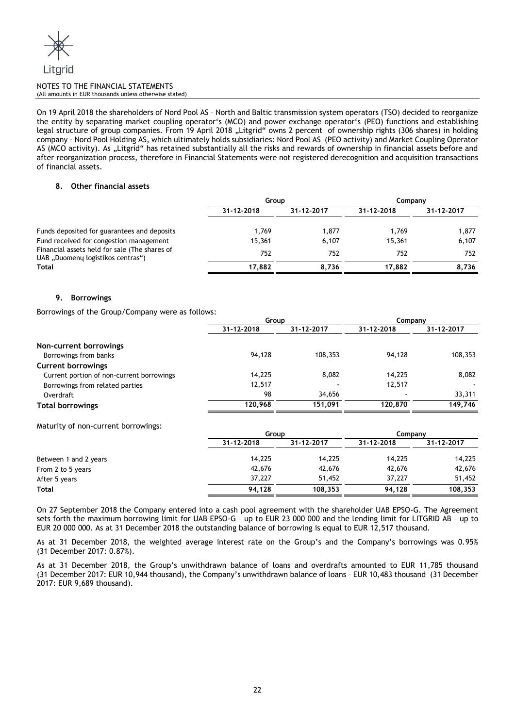On 19 April 2018 the shareholders of Nord Pool AS – North and Baltic transmission system operators (TSO) decided to reorganize the entity by separating market coupling operator's (MCO) and power exchange operator's (PEO) functions and establishing legal structure of group companies. From 19 April 2018 „Litgrid" owns 2 percent of ownership rights (306 shares) in holding company - Nord Pool Holding AS, which ultimately holds subsidiaries: Nord Pool AS (PEO activity) and Market Coupling Operator AS (MCO activity). As „Litgrid" has retained substantially all the risks and rewards of ownership in financial assets before and after reorganization process, therefore in Financial Statements were not registered derecognition and acquisition transactions of financial assets.

### 8. Other financial assets

| | Group | | Company | |
|---|---|---|---|---|
| | 31-12-2018 | 31-12-2017 | 31-12-2018 | 31-12-2017 |
| Funds deposited for guarantees and deposits | 1,769 | 1,877 | 1,769 | 1,877 |
| Fund received for congestion management | 15,361 | 6,107 | 15,361 | 6,107 |
| Financial assets held for sale (The shares of UAB „Duomenų logistikos centras") | 752 | 752 | 752 | 752 |
| **Total** | **17,882** | **8,736** | **17,882** | **8,736** |

### 9. Borrowings

Borrowings of the Group/Company were as follows:

| | Group | | Company | |
|---|---|---|---|---|
| | 31-12-2018 | 31-12-2017 | 31-12-2018 | 31-12-2017 |
| **Non-current borrowings** | | | | |
| Borrowings from banks | 94,128 | 108,353 | 94,128 | 108,353 |
| **Current borrowings** | | | | |
| Current portion of non-current borrowings | 14,225 | 8,082 | 14,225 | 8,082 |
| Borrowings from related parties | 12,517 | - | 12,517 | - |
| Overdraft | 98 | 34,656 | - | 33,311 |
| **Total borrowings** | **120,968** | **151,091** | **120,870** | **149,746** |

Maturity of non-current borrowings:

| | Group | | Company | |
|---|---|---|---|---|
| | 31-12-2018 | 31-12-2017 | 31-12-2018 | 31-12-2017 |
| Between 1 and 2 years | 14,225 | 14,225 | 14,225 | 14,225 |
| From 2 to 5 years | 42,676 | 42,676 | 42,676 | 42,676 |
| After 5 years | 37,227 | 51,452 | 37,227 | 51,452 |
| **Total** | **94,128** | **108,353** | **94,128** | **108,353** |

On 27 September 2018 the Company entered into a cash pool agreement with the shareholder UAB EPSO-G. The Agreement sets forth the maximum borrowing limit for UAB EPSO-G – up to EUR 23 000 000 and the lending limit for LITGRID AB – up to EUR 20 000 000. As at 31 December 2018 the outstanding balance of borrowing is equal to EUR 12,517 thousand.

As at 31 December 2018, the weighted average interest rate on the Group's and the Company's borrowings was 0.95% (31 December 2017: 0.87%).

As at 31 December 2018, the Group's unwithdrawn balance of loans and overdrafts amounted to EUR 11,785 thousand (31 December 2017: EUR 10,944 thousand), the Company's unwithdrawn balance of loans – EUR 10,483 thousand (31 December 2017: EUR 9,689 thousand).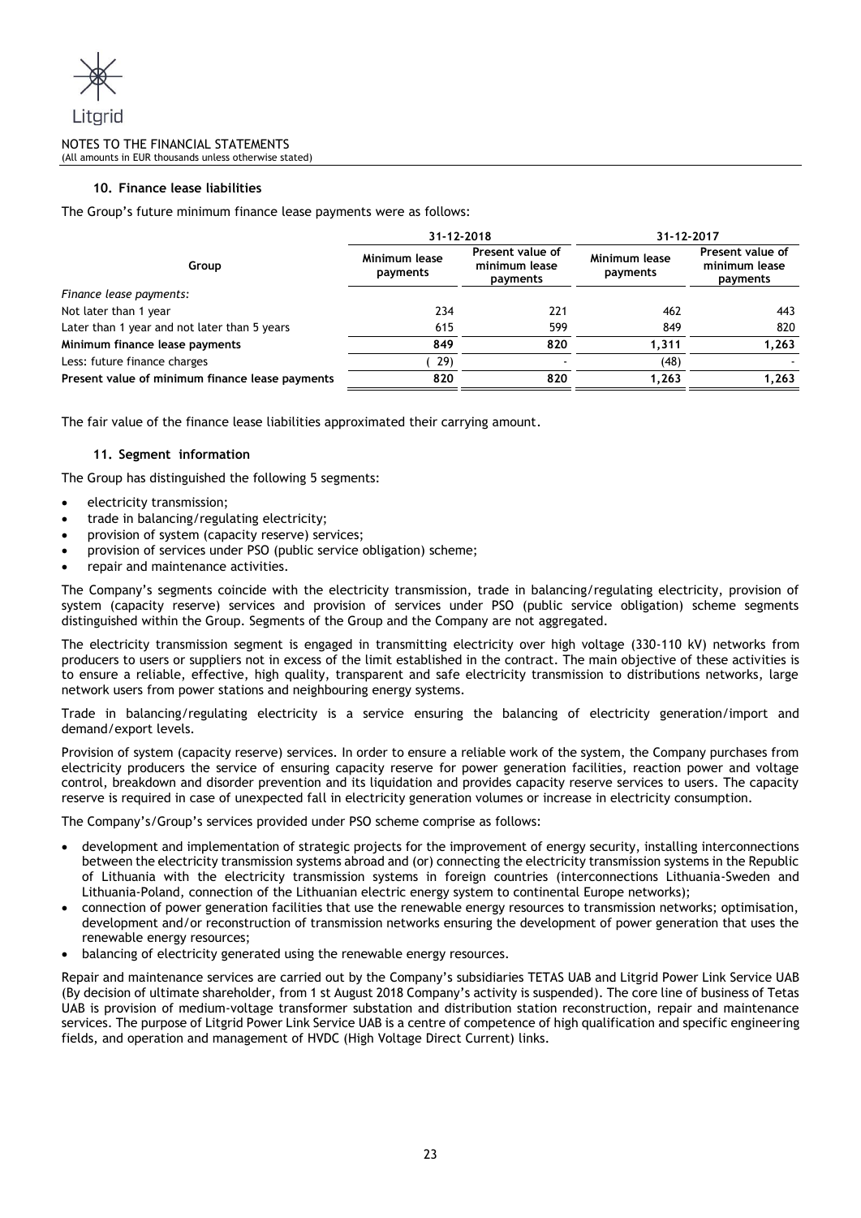#### 10. Finance lease liabilities

The Group's future minimum finance lease payments were as follows:

| Group | 31-12-2018 | | 31-12-2017 | |
|---|---|---|---|---|
| | Minimum lease payments | Present value of minimum lease payments | Minimum lease payments | Present value of minimum lease payments |
| *Finance lease payments:* | | | | |
| Not later than 1 year | 234 | 221 | 462 | 443 |
| Later than 1 year and not later than 5 years | 615 | 599 | 849 | 820 |
| **Minimum finance lease payments** | **849** | **820** | **1,311** | **1,263** |
| Less: future finance charges | ( 29) | - | (48) | - |
| **Present value of minimum finance lease payments** | **820** | **820** | **1,263** | **1,263** |

The fair value of the finance lease liabilities approximated their carrying amount.

#### 11. Segment information

The Group has distinguished the following 5 segments:

- electricity transmission;
- trade in balancing/regulating electricity;
- provision of system (capacity reserve) services;
- provision of services under PSO (public service obligation) scheme;
- repair and maintenance activities.

The Company's segments coincide with the electricity transmission, trade in balancing/regulating electricity, provision of system (capacity reserve) services and provision of services under PSO (public service obligation) scheme segments distinguished within the Group. Segments of the Group and the Company are not aggregated.

The electricity transmission segment is engaged in transmitting electricity over high voltage (330-110 kV) networks from producers to users or suppliers not in excess of the limit established in the contract. The main objective of these activities is to ensure a reliable, effective, high quality, transparent and safe electricity transmission to distributions networks, large network users from power stations and neighbouring energy systems.

Trade in balancing/regulating electricity is a service ensuring the balancing of electricity generation/import and demand/export levels.

Provision of system (capacity reserve) services. In order to ensure a reliable work of the system, the Company purchases from electricity producers the service of ensuring capacity reserve for power generation facilities, reaction power and voltage control, breakdown and disorder prevention and its liquidation and provides capacity reserve services to users. The capacity reserve is required in case of unexpected fall in electricity generation volumes or increase in electricity consumption.

The Company's/Group's services provided under PSO scheme comprise as follows:

- development and implementation of strategic projects for the improvement of energy security, installing interconnections between the electricity transmission systems abroad and (or) connecting the electricity transmission systems in the Republic of Lithuania with the electricity transmission systems in foreign countries (interconnections Lithuania-Sweden and Lithuania-Poland, connection of the Lithuanian electric energy system to continental Europe networks);
- connection of power generation facilities that use the renewable energy resources to transmission networks; optimisation, development and/or reconstruction of transmission networks ensuring the development of power generation that uses the renewable energy resources;
- balancing of electricity generated using the renewable energy resources.

Repair and maintenance services are carried out by the Company's subsidiaries TETAS UAB and Litgrid Power Link Service UAB (By decision of ultimate shareholder, from 1 st August 2018 Company's activity is suspended). The core line of business of Tetas UAB is provision of medium-voltage transformer substation and distribution station reconstruction, repair and maintenance services. The purpose of Litgrid Power Link Service UAB is a centre of competence of high qualification and specific engineering fields, and operation and management of HVDC (High Voltage Direct Current) links.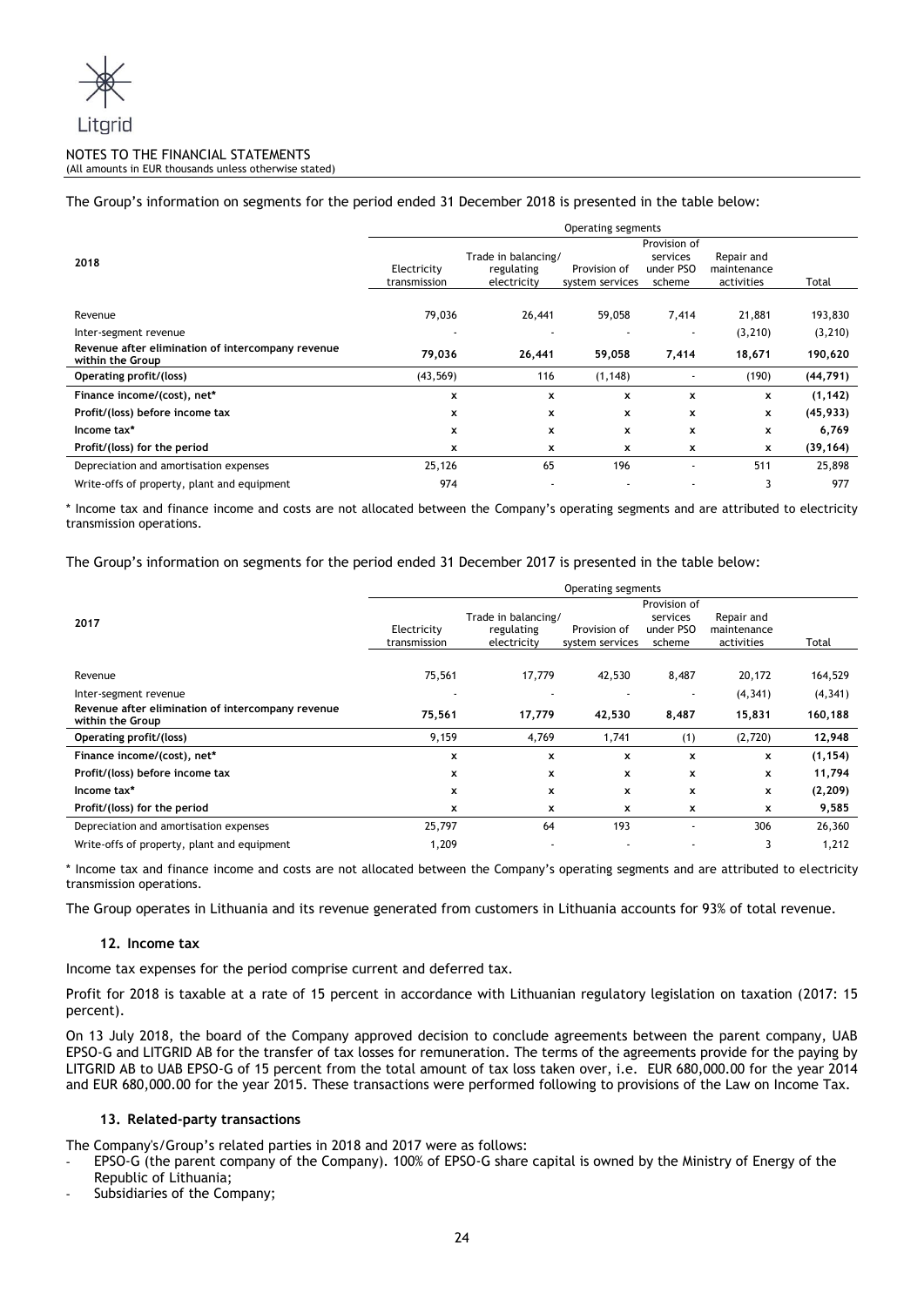The Group's information on segments for the period ended 31 December 2018 is presented in the table below:

| 2018 | Operating segments | | | | | |
|---|---|---|---|---|---|---|
| | Electricity transmission | Trade in balancing/ regulating electricity | Provision of system services | Provision of services under PSO scheme | Repair and maintenance activities | Total |
| Revenue | 79,036 | 26,441 | 59,058 | 7,414 | 21,881 | 193,830 |
| Inter-segment revenue | - | - | - | - | (3,210) | (3,210) |
| **Revenue after elimination of intercompany revenue within the Group** | **79,036** | **26,441** | **59,058** | **7,414** | **18,671** | **190,620** |
| **Operating profit/(loss)** | (43,569) | 116 | (1,148) | - | (190) | **(44,791)** |
| **Finance income/(cost), net*** | **x** | **x** | **x** | **x** | **x** | **(1,142)** |
| **Profit/(loss) before income tax** | **x** | **x** | **x** | **x** | **x** | **(45,933)** |
| **Income tax*** | **x** | **x** | **x** | **x** | **x** | **6,769** |
| **Profit/(loss) for the period** | **x** | **x** | **x** | **x** | **x** | **(39,164)** |
| Depreciation and amortisation expenses | 25,126 | 65 | 196 | - | 511 | 25,898 |
| Write-offs of property, plant and equipment | 974 | - | - | - | 3 | 977 |

\* Income tax and finance income and costs are not allocated between the Company's operating segments and are attributed to electricity transmission operations.

The Group's information on segments for the period ended 31 December 2017 is presented in the table below:

| 2017 | Operating segments | | | | | |
|---|---|---|---|---|---|---|
| | Electricity transmission | Trade in balancing/ regulating electricity | Provision of system services | Provision of services under PSO scheme | Repair and maintenance activities | Total |
| Revenue | 75,561 | 17,779 | 42,530 | 8,487 | 20,172 | 164,529 |
| Inter-segment revenue | - | - | - | - | (4,341) | (4,341) |
| **Revenue after elimination of intercompany revenue within the Group** | **75,561** | **17,779** | **42,530** | **8,487** | **15,831** | **160,188** |
| **Operating profit/(loss)** | 9,159 | 4,769 | 1,741 | (1) | (2,720) | **12,948** |
| **Finance income/(cost), net*** | **x** | **x** | **x** | **x** | **x** | **(1,154)** |
| **Profit/(loss) before income tax** | **x** | **x** | **x** | **x** | **x** | **11,794** |
| **Income tax*** | **x** | **x** | **x** | **x** | **x** | **(2,209)** |
| **Profit/(loss) for the period** | **x** | **x** | **x** | **x** | **x** | **9,585** |
| Depreciation and amortisation expenses | 25,797 | 64 | 193 | - | 306 | 26,360 |
| Write-offs of property, plant and equipment | 1,209 | - | - | - | 3 | 1,212 |

\* Income tax and finance income and costs are not allocated between the Company's operating segments and are attributed to electricity transmission operations.

The Group operates in Lithuania and its revenue generated from customers in Lithuania accounts for 93% of total revenue.

### 12. Income tax

Income tax expenses for the period comprise current and deferred tax.

Profit for 2018 is taxable at a rate of 15 percent in accordance with Lithuanian regulatory legislation on taxation (2017: 15 percent).

On 13 July 2018, the board of the Company approved decision to conclude agreements between the parent company, UAB EPSO-G and LITGRID AB for the transfer of tax losses for remuneration. The terms of the agreements provide for the paying by LITGRID AB to UAB EPSO-G of 15 percent from the total amount of tax loss taken over, i.e. EUR 680,000.00 for the year 2014 and EUR 680,000.00 for the year 2015. These transactions were performed following to provisions of the Law on Income Tax.

### 13. Related-party transactions

The Company's/Group's related parties in 2018 and 2017 were as follows:

- EPSO-G (the parent company of the Company). 100% of EPSO-G share capital is owned by the Ministry of Energy of the Republic of Lithuania;
- Subsidiaries of the Company;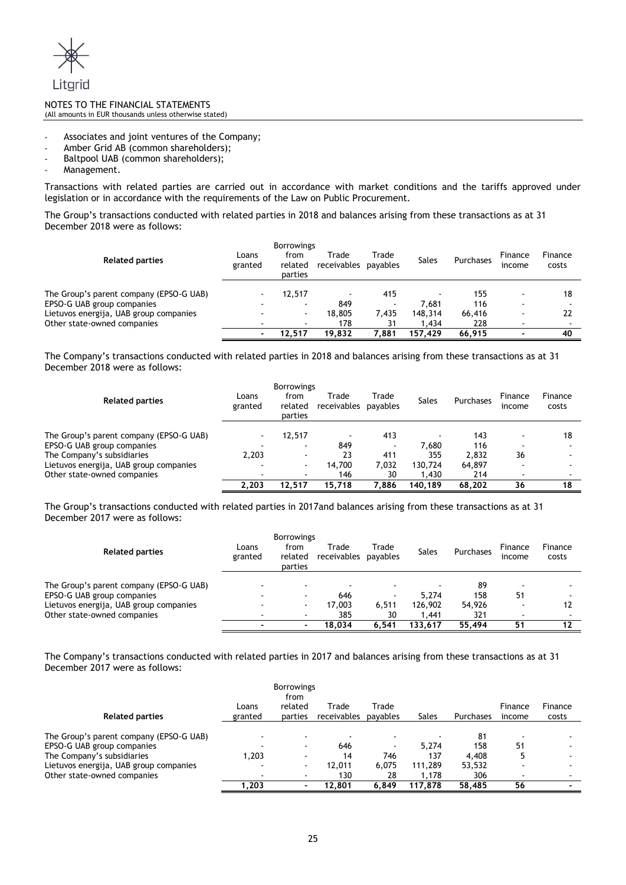- Associates and joint ventures of the Company;
- Amber Grid AB (common shareholders);
- Baltpool UAB (common shareholders);
- Management.

Transactions with related parties are carried out in accordance with market conditions and the tariffs approved under legislation or in accordance with the requirements of the Law on Public Procurement.

The Group's transactions conducted with related parties in 2018 and balances arising from these transactions as at 31 December 2018 were as follows:

| Related parties | Loans granted | Borrowings from related parties | Trade receivables | Trade payables | Sales | Purchases | Finance income | Finance costs |
|---|---|---|---|---|---|---|---|---|
| The Group's parent company (EPSO-G UAB) | - | 12,517 | - | 415 | - | 155 | - | 18 |
| EPSO-G UAB group companies | - | - | 849 | - | 7,681 | 116 | - | - |
| Lietuvos energija, UAB group companies | - | - | 18,805 | 7,435 | 148,314 | 66,416 | - | 22 |
| Other state-owned companies | - | - | 178 | 31 | 1,434 | 228 | - | - |
| | - | 12,517 | 19,832 | 7,881 | 157,429 | 66,915 | - | 40 |

The Company's transactions conducted with related parties in 2018 and balances arising from these transactions as at 31 December 2018 were as follows:

| Related parties | Loans granted | Borrowings from related parties | Trade receivables | Trade payables | Sales | Purchases | Finance income | Finance costs |
|---|---|---|---|---|---|---|---|---|
| The Group's parent company (EPSO-G UAB) | - | 12,517 | - | 413 | - | 143 | - | 18 |
| EPSO-G UAB group companies | - | - | 849 | - | 7,680 | 116 | - | - |
| The Company's subsidiaries | 2,203 | - | 23 | 411 | 355 | 2,832 | 36 | - |
| Lietuvos energija, UAB group companies | - | - | 14,700 | 7,032 | 130,724 | 64,897 | - | - |
| Other state-owned companies | - | - | 146 | 30 | 1,430 | 214 | - | - |
| | 2,203 | 12,517 | 15,718 | 7,886 | 140,189 | 68,202 | 36 | 18 |

The Group's transactions conducted with related parties in 2017and balances arising from these transactions as at 31 December 2017 were as follows:

| Related parties | Loans granted | Borrowings from related parties | Trade receivables | Trade payables | Sales | Purchases | Finance income | Finance costs |
|---|---|---|---|---|---|---|---|---|
| The Group's parent company (EPSO-G UAB) | - | - | - | - | - | 89 | - | - |
| EPSO-G UAB group companies | - | - | 646 | - | 5,274 | 158 | 51 | - |
| Lietuvos energija, UAB group companies | - | - | 17,003 | 6,511 | 126,902 | 54,926 | - | 12 |
| Other state-owned companies | - | - | 385 | 30 | 1,441 | 321 | - | - |
| | - | - | 18,034 | 6,541 | 133,617 | 55,494 | 51 | 12 |

The Company's transactions conducted with related parties in 2017 and balances arising from these transactions as at 31 December 2017 were as follows:

| Related parties | Loans granted | Borrowings from related parties | Trade receivables | Trade payables | Sales | Purchases | Finance income | Finance costs |
|---|---|---|---|---|---|---|---|---|
| The Group's parent company (EPSO-G UAB) | - | - | - | - | - | 81 | - | - |
| EPSO-G UAB group companies | - | - | 646 | - | 5,274 | 158 | 51 | - |
| The Company's subsidiaries | 1,203 | - | 14 | 746 | 137 | 4,408 | 5 | - |
| Lietuvos energija, UAB group companies | - | - | 12,011 | 6,075 | 111,289 | 53,532 | - | - |
| Other state-owned companies | - | - | 130 | 28 | 1,178 | 306 | - | - |
| | 1,203 | - | 12,801 | 6,849 | 117,878 | 58,485 | 56 | - |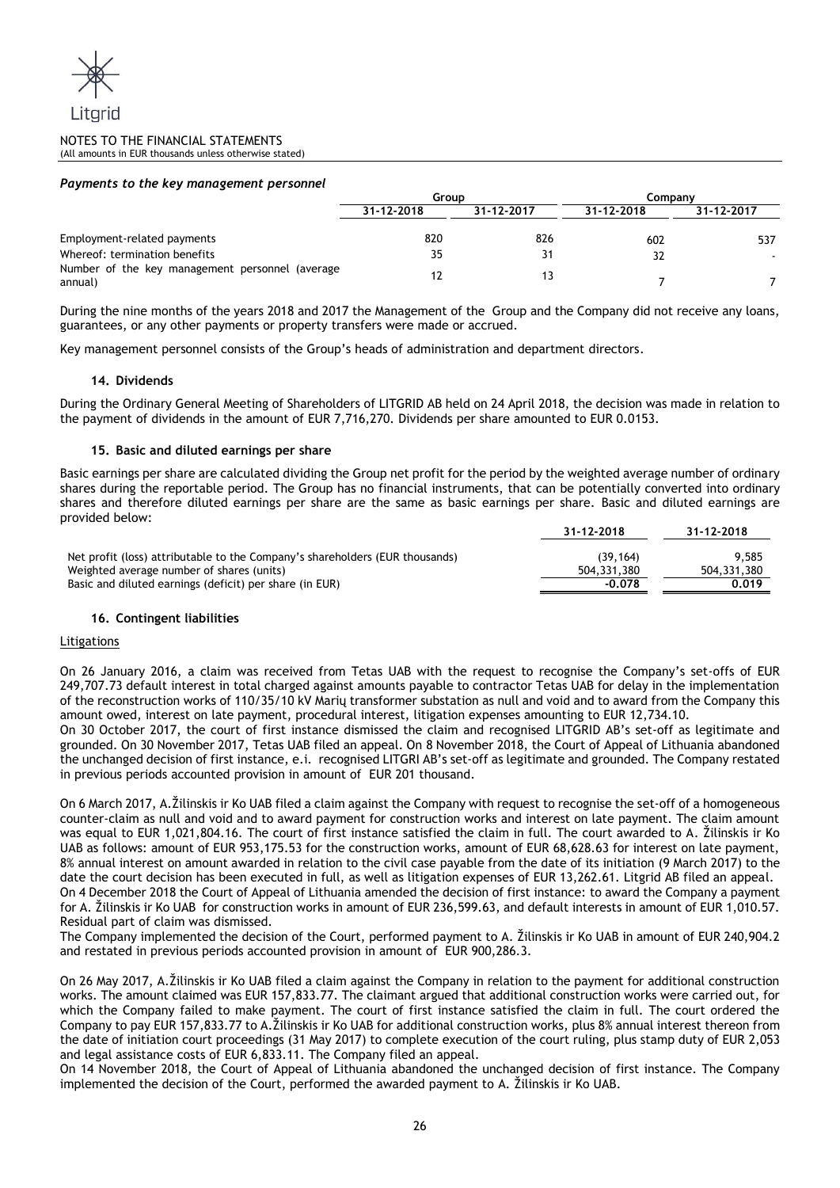### *Payments to the key management personnel*

| | Group | | Company | |
|---|---|---|---|---|
| | 31-12-2018 | 31-12-2017 | 31-12-2018 | 31-12-2017 |
| Employment-related payments | 820 | 826 | 602 | 537 |
| Whereof: termination benefits | 35 | 31 | 32 | - |
| Number of the key management personnel (average annual) | 12 | 13 | 7 | 7 |

During the nine months of the years 2018 and 2017 the Management of the Group and the Company did not receive any loans, guarantees, or any other payments or property transfers were made or accrued.

Key management personnel consists of the Group's heads of administration and department directors.

#### 14. Dividends

During the Ordinary General Meeting of Shareholders of LITGRID AB held on 24 April 2018, the decision was made in relation to the payment of dividends in the amount of EUR 7,716,270. Dividends per share amounted to EUR 0.0153.

#### 15. Basic and diluted earnings per share

Basic earnings per share are calculated dividing the Group net profit for the period by the weighted average number of ordinary shares during the reportable period. The Group has no financial instruments, that can be potentially converted into ordinary shares and therefore diluted earnings per share are the same as basic earnings per share. Basic and diluted earnings are provided below:

| | 31-12-2018 | 31-12-2018 |
|---|---|---|
| Net profit (loss) attributable to the Company's shareholders (EUR thousands) | (39,164) | 9,585 |
| Weighted average number of shares (units) | 504,331,380 | 504,331,380 |
| Basic and diluted earnings (deficit) per share (in EUR) | -0.078 | 0.019 |

#### 16. Contingent liabilities

Litigations

On 26 January 2016, a claim was received from Tetas UAB with the request to recognise the Company's set-offs of EUR 249,707.73 default interest in total charged against amounts payable to contractor Tetas UAB for delay in the implementation of the reconstruction works of 110/35/10 kV Marių transformer substation as null and void and to award from the Company this amount owed, interest on late payment, procedural interest, litigation expenses amounting to EUR 12,734.10.
On 30 October 2017, the court of first instance dismissed the claim and recognised LITGRID AB's set-off as legitimate and grounded. On 30 November 2017, Tetas UAB filed an appeal. On 8 November 2018, the Court of Appeal of Lithuania abandoned the unchanged decision of first instance, e.i. recognised LITGRI AB's set-off as legitimate and grounded. The Company restated in previous periods accounted provision in amount of EUR 201 thousand.

On 6 March 2017, A.Žilinskis ir Ko UAB filed a claim against the Company with request to recognise the set-off of a homogeneous counter-claim as null and void and to award payment for construction works and interest on late payment. The claim amount was equal to EUR 1,021,804.16. The court of first instance satisfied the claim in full. The court awarded to A. Žilinskis ir Ko UAB as follows: amount of EUR 953,175.53 for the construction works, amount of EUR 68,628.63 for interest on late payment, 8% annual interest on amount awarded in relation to the civil case payable from the date of its initiation (9 March 2017) to the date the court decision has been executed in full, as well as litigation expenses of EUR 13,262.61. Litgrid AB filed an appeal.
On 4 December 2018 the Court of Appeal of Lithuania amended the decision of first instance: to award the Company a payment for A. Žilinskis ir Ko UAB for construction works in amount of EUR 236,599.63, and default interests in amount of EUR 1,010.57. Residual part of claim was dismissed.
The Company implemented the decision of the Court, performed payment to A. Žilinskis ir Ko UAB in amount of EUR 240,904.2 and restated in previous periods accounted provision in amount of EUR 900,286.3.

On 26 May 2017, A.Žilinskis ir Ko UAB filed a claim against the Company in relation to the payment for additional construction works. The amount claimed was EUR 157,833.77. The claimant argued that additional construction works were carried out, for which the Company failed to make payment. The court of first instance satisfied the claim in full. The court ordered the Company to pay EUR 157,833.77 to A.Žilinskis ir Ko UAB for additional construction works, plus 8% annual interest thereon from the date of initiation court proceedings (31 May 2017) to complete execution of the court ruling, plus stamp duty of EUR 2,053 and legal assistance costs of EUR 6,833.11. The Company filed an appeal.
On 14 November 2018, the Court of Appeal of Lithuania abandoned the unchanged decision of first instance. The Company implemented the decision of the Court, performed the awarded payment to A. Žilinskis ir Ko UAB.